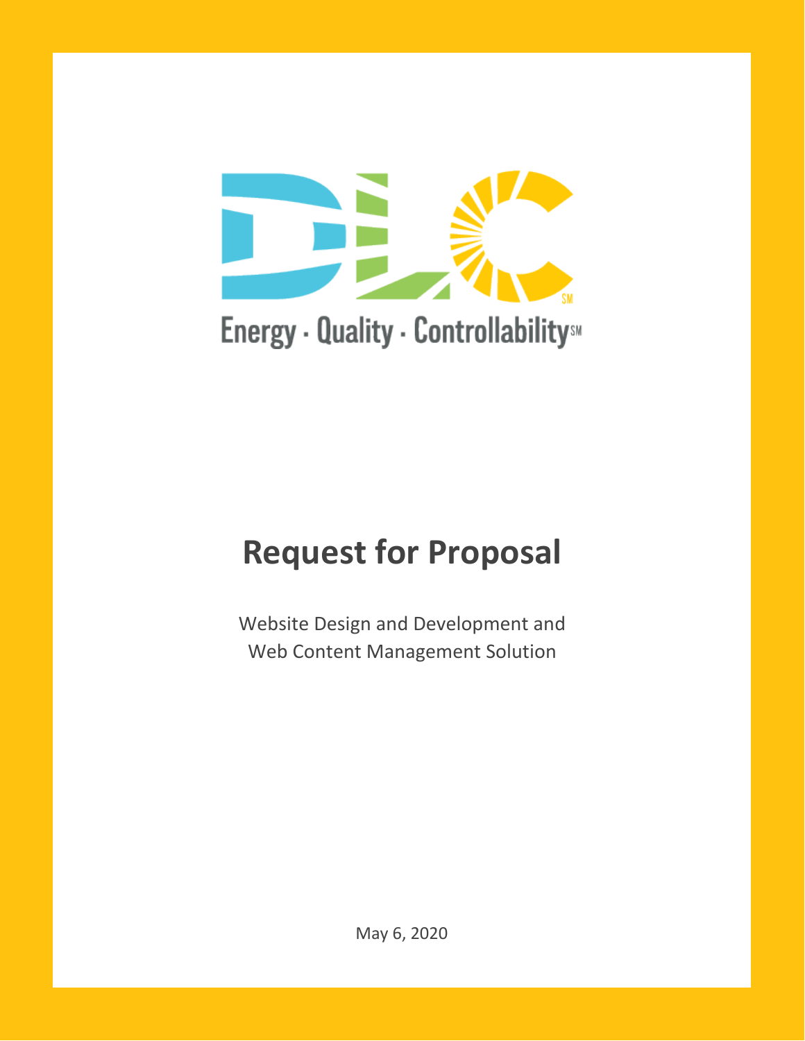Energy · Quality · Controllability℠

# Request for Proposal

Website Design and Development and
Web Content Management Solution

May 6, 2020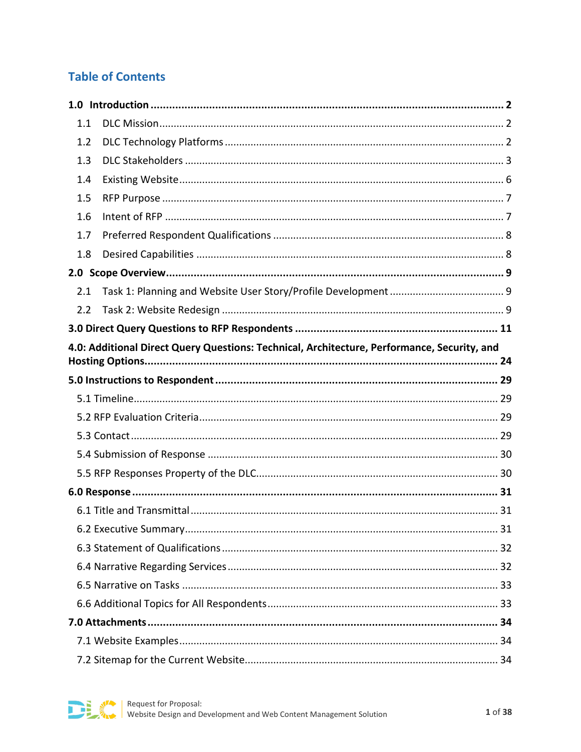# Table of Contents

**1.0 Introduction ..... 2**

- 1.1 DLC Mission ..... 2
- 1.2 DLC Technology Platforms ..... 2
- 1.3 DLC Stakeholders ..... 3
- 1.4 Existing Website ..... 6
- 1.5 RFP Purpose ..... 7
- 1.6 Intent of RFP ..... 7
- 1.7 Preferred Respondent Qualifications ..... 8
- 1.8 Desired Capabilities ..... 8

**2.0 Scope Overview ..... 9**

- 2.1 Task 1: Planning and Website User Story/Profile Development ..... 9
- 2.2 Task 2: Website Redesign ..... 9

**3.0 Direct Query Questions to RFP Respondents ..... 11**

**4.0: Additional Direct Query Questions: Technical, Architecture, Performance, Security, and Hosting Options ..... 24**

**5.0 Instructions to Respondent ..... 29**

- 5.1 Timeline ..... 29
- 5.2 RFP Evaluation Criteria ..... 29
- 5.3 Contact ..... 29
- 5.4 Submission of Response ..... 30
- 5.5 RFP Responses Property of the DLC ..... 30

**6.0 Response ..... 31**

- 6.1 Title and Transmittal ..... 31
- 6.2 Executive Summary ..... 31
- 6.3 Statement of Qualifications ..... 32
- 6.4 Narrative Regarding Services ..... 32
- 6.5 Narrative on Tasks ..... 33
- 6.6 Additional Topics for All Respondents ..... 33

**7.0 Attachments ..... 34**

- 7.1 Website Examples ..... 34
- 7.2 Sitemap for the Current Website ..... 34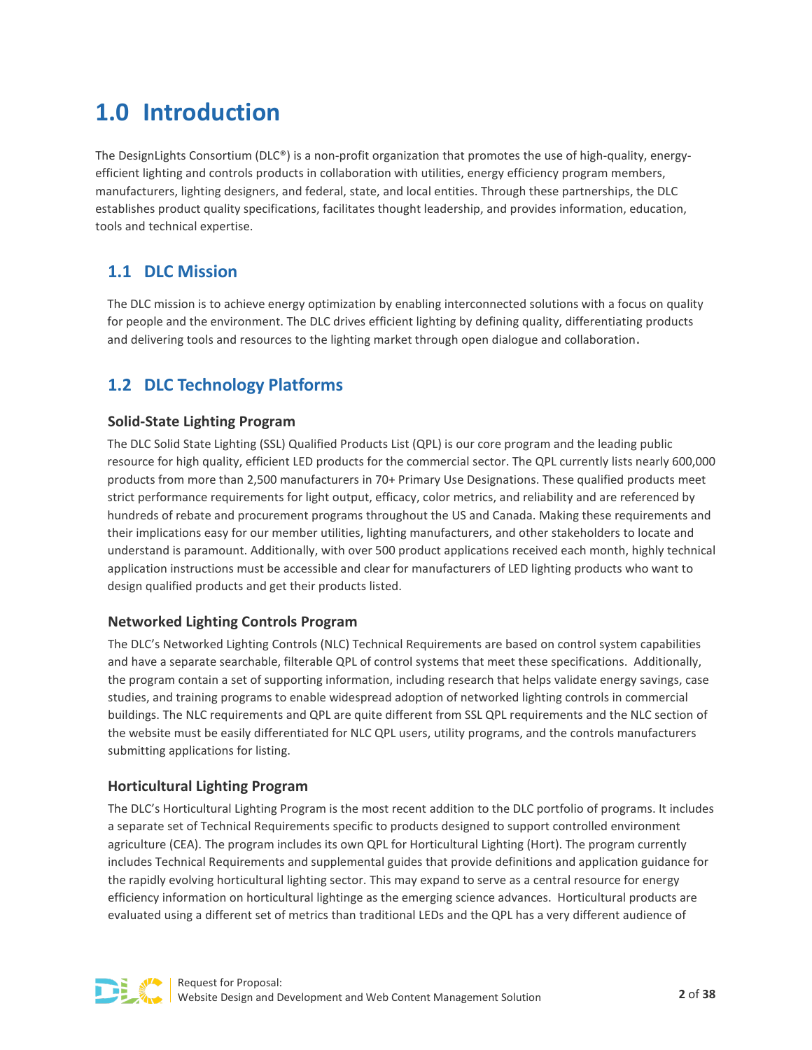# 1.0 Introduction

The DesignLights Consortium (DLC®) is a non-profit organization that promotes the use of high-quality, energy-efficient lighting and controls products in collaboration with utilities, energy efficiency program members, manufacturers, lighting designers, and federal, state, and local entities. Through these partnerships, the DLC establishes product quality specifications, facilitates thought leadership, and provides information, education, tools and technical expertise.

## 1.1 DLC Mission

The DLC mission is to achieve energy optimization by enabling interconnected solutions with a focus on quality for people and the environment. The DLC drives efficient lighting by defining quality, differentiating products and delivering tools and resources to the lighting market through open dialogue and collaboration.

## 1.2 DLC Technology Platforms

### Solid-State Lighting Program

The DLC Solid State Lighting (SSL) Qualified Products List (QPL) is our core program and the leading public resource for high quality, efficient LED products for the commercial sector. The QPL currently lists nearly 600,000 products from more than 2,500 manufacturers in 70+ Primary Use Designations. These qualified products meet strict performance requirements for light output, efficacy, color metrics, and reliability and are referenced by hundreds of rebate and procurement programs throughout the US and Canada. Making these requirements and their implications easy for our member utilities, lighting manufacturers, and other stakeholders to locate and understand is paramount. Additionally, with over 500 product applications received each month, highly technical application instructions must be accessible and clear for manufacturers of LED lighting products who want to design qualified products and get their products listed.

### Networked Lighting Controls Program

The DLC's Networked Lighting Controls (NLC) Technical Requirements are based on control system capabilities and have a separate searchable, filterable QPL of control systems that meet these specifications. Additionally, the program contain a set of supporting information, including research that helps validate energy savings, case studies, and training programs to enable widespread adoption of networked lighting controls in commercial buildings. The NLC requirements and QPL are quite different from SSL QPL requirements and the NLC section of the website must be easily differentiated for NLC QPL users, utility programs, and the controls manufacturers submitting applications for listing.

### Horticultural Lighting Program

The DLC's Horticultural Lighting Program is the most recent addition to the DLC portfolio of programs. It includes a separate set of Technical Requirements specific to products designed to support controlled environment agriculture (CEA). The program includes its own QPL for Horticultural Lighting (Hort). The program currently includes Technical Requirements and supplemental guides that provide definitions and application guidance for the rapidly evolving horticultural lighting sector. This may expand to serve as a central resource for energy efficiency information on horticultural lightinge as the emerging science advances. Horticultural products are evaluated using a different set of metrics than traditional LEDs and the QPL has a very different audience of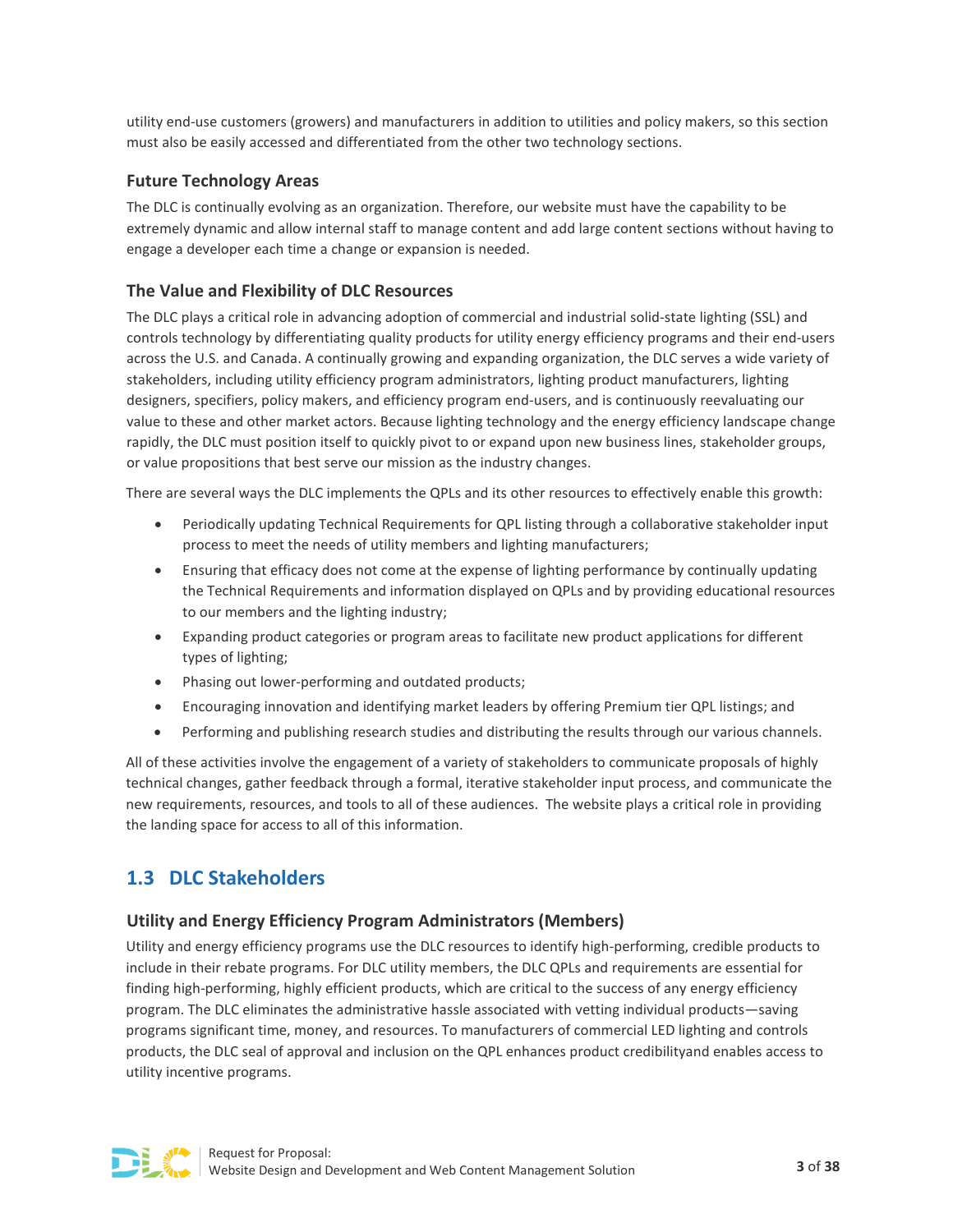utility end-use customers (growers) and manufacturers in addition to utilities and policy makers, so this section must also be easily accessed and differentiated from the other two technology sections.

### Future Technology Areas

The DLC is continually evolving as an organization. Therefore, our website must have the capability to be extremely dynamic and allow internal staff to manage content and add large content sections without having to engage a developer each time a change or expansion is needed.

### The Value and Flexibility of DLC Resources

The DLC plays a critical role in advancing adoption of commercial and industrial solid-state lighting (SSL) and controls technology by differentiating quality products for utility energy efficiency programs and their end-users across the U.S. and Canada. A continually growing and expanding organization, the DLC serves a wide variety of stakeholders, including utility efficiency program administrators, lighting product manufacturers, lighting designers, specifiers, policy makers, and efficiency program end-users, and is continuously reevaluating our value to these and other market actors. Because lighting technology and the energy efficiency landscape change rapidly, the DLC must position itself to quickly pivot to or expand upon new business lines, stakeholder groups, or value propositions that best serve our mission as the industry changes.

There are several ways the DLC implements the QPLs and its other resources to effectively enable this growth:

- Periodically updating Technical Requirements for QPL listing through a collaborative stakeholder input process to meet the needs of utility members and lighting manufacturers;
- Ensuring that efficacy does not come at the expense of lighting performance by continually updating the Technical Requirements and information displayed on QPLs and by providing educational resources to our members and the lighting industry;
- Expanding product categories or program areas to facilitate new product applications for different types of lighting;
- Phasing out lower-performing and outdated products;
- Encouraging innovation and identifying market leaders by offering Premium tier QPL listings; and
- Performing and publishing research studies and distributing the results through our various channels.

All of these activities involve the engagement of a variety of stakeholders to communicate proposals of highly technical changes, gather feedback through a formal, iterative stakeholder input process, and communicate the new requirements, resources, and tools to all of these audiences. The website plays a critical role in providing the landing space for access to all of this information.

## 1.3 DLC Stakeholders

### Utility and Energy Efficiency Program Administrators (Members)

Utility and energy efficiency programs use the DLC resources to identify high-performing, credible products to include in their rebate programs. For DLC utility members, the DLC QPLs and requirements are essential for finding high-performing, highly efficient products, which are critical to the success of any energy efficiency program. The DLC eliminates the administrative hassle associated with vetting individual products—saving programs significant time, money, and resources. To manufacturers of commercial LED lighting and controls products, the DLC seal of approval and inclusion on the QPL enhances product credibilityand enables access to utility incentive programs.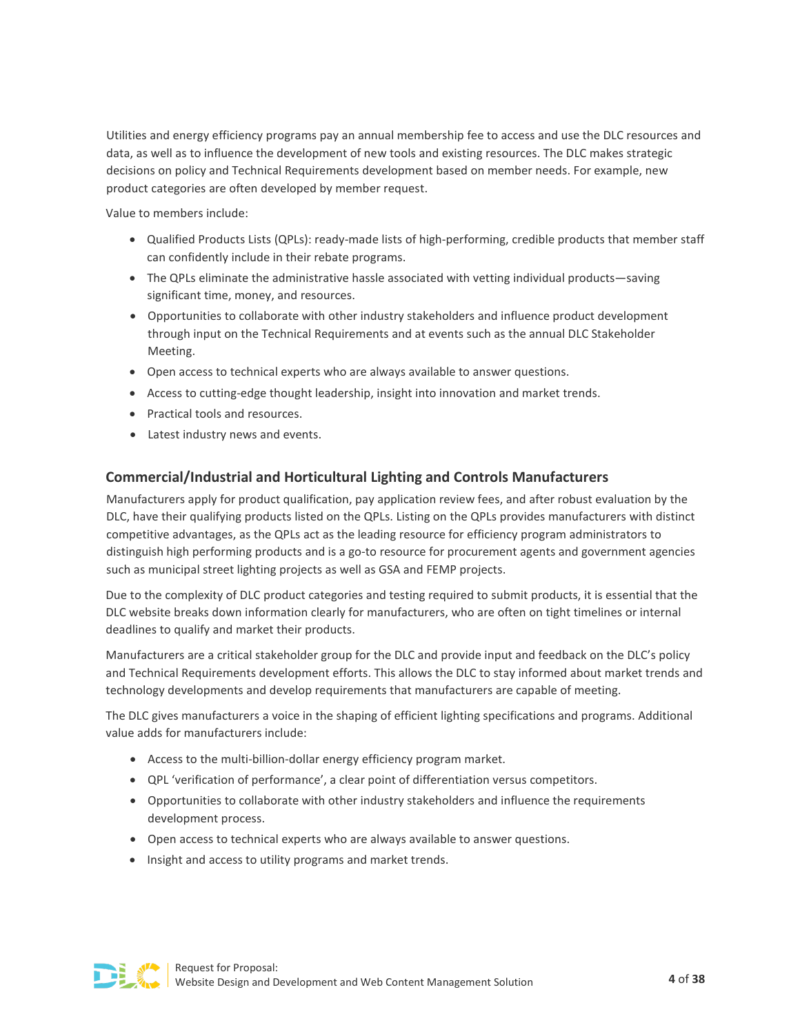Utilities and energy efficiency programs pay an annual membership fee to access and use the DLC resources and data, as well as to influence the development of new tools and existing resources. The DLC makes strategic decisions on policy and Technical Requirements development based on member needs. For example, new product categories are often developed by member request.

Value to members include:

- Qualified Products Lists (QPLs): ready-made lists of high-performing, credible products that member staff can confidently include in their rebate programs.
- The QPLs eliminate the administrative hassle associated with vetting individual products—saving significant time, money, and resources.
- Opportunities to collaborate with other industry stakeholders and influence product development through input on the Technical Requirements and at events such as the annual DLC Stakeholder Meeting.
- Open access to technical experts who are always available to answer questions.
- Access to cutting-edge thought leadership, insight into innovation and market trends.
- Practical tools and resources.
- Latest industry news and events.

### Commercial/Industrial and Horticultural Lighting and Controls Manufacturers

Manufacturers apply for product qualification, pay application review fees, and after robust evaluation by the DLC, have their qualifying products listed on the QPLs. Listing on the QPLs provides manufacturers with distinct competitive advantages, as the QPLs act as the leading resource for efficiency program administrators to distinguish high performing products and is a go-to resource for procurement agents and government agencies such as municipal street lighting projects as well as GSA and FEMP projects.

Due to the complexity of DLC product categories and testing required to submit products, it is essential that the DLC website breaks down information clearly for manufacturers, who are often on tight timelines or internal deadlines to qualify and market their products.

Manufacturers are a critical stakeholder group for the DLC and provide input and feedback on the DLC's policy and Technical Requirements development efforts. This allows the DLC to stay informed about market trends and technology developments and develop requirements that manufacturers are capable of meeting.

The DLC gives manufacturers a voice in the shaping of efficient lighting specifications and programs. Additional value adds for manufacturers include:

- Access to the multi-billion-dollar energy efficiency program market.
- QPL 'verification of performance', a clear point of differentiation versus competitors.
- Opportunities to collaborate with other industry stakeholders and influence the requirements development process.
- Open access to technical experts who are always available to answer questions.
- Insight and access to utility programs and market trends.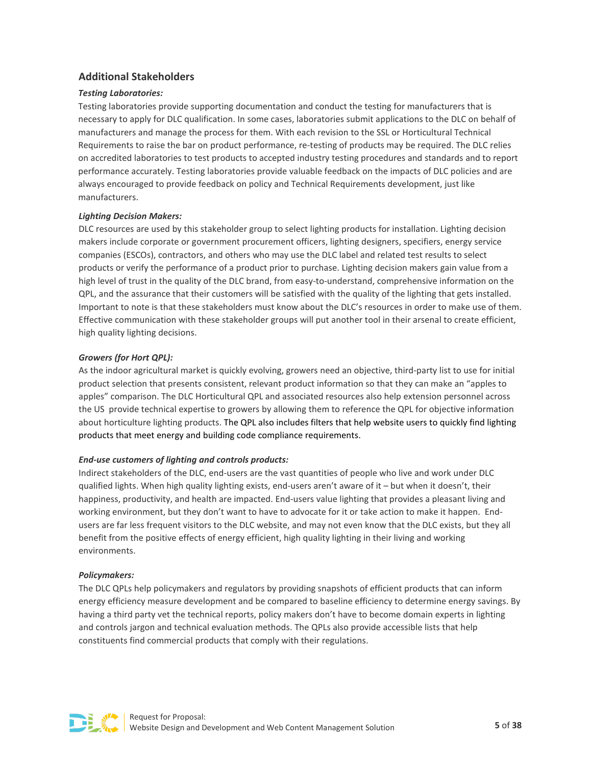## Additional Stakeholders

***Testing Laboratories:***

Testing laboratories provide supporting documentation and conduct the testing for manufacturers that is necessary to apply for DLC qualification. In some cases, laboratories submit applications to the DLC on behalf of manufacturers and manage the process for them. With each revision to the SSL or Horticultural Technical Requirements to raise the bar on product performance, re-testing of products may be required. The DLC relies on accredited laboratories to test products to accepted industry testing procedures and standards and to report performance accurately. Testing laboratories provide valuable feedback on the impacts of DLC policies and are always encouraged to provide feedback on policy and Technical Requirements development, just like manufacturers.

***Lighting Decision Makers:***

DLC resources are used by this stakeholder group to select lighting products for installation. Lighting decision makers include corporate or government procurement officers, lighting designers, specifiers, energy service companies (ESCOs), contractors, and others who may use the DLC label and related test results to select products or verify the performance of a product prior to purchase. Lighting decision makers gain value from a high level of trust in the quality of the DLC brand, from easy-to-understand, comprehensive information on the QPL, and the assurance that their customers will be satisfied with the quality of the lighting that gets installed. Important to note is that these stakeholders must know about the DLC's resources in order to make use of them. Effective communication with these stakeholder groups will put another tool in their arsenal to create efficient, high quality lighting decisions.

***Growers (for Hort QPL):***

As the indoor agricultural market is quickly evolving, growers need an objective, third-party list to use for initial product selection that presents consistent, relevant product information so that they can make an "apples to apples" comparison. The DLC Horticultural QPL and associated resources also help extension personnel across the US provide technical expertise to growers by allowing them to reference the QPL for objective information about horticulture lighting products. The QPL also includes filters that help website users to quickly find lighting products that meet energy and building code compliance requirements.

***End-use customers of lighting and controls products:***

Indirect stakeholders of the DLC, end-users are the vast quantities of people who live and work under DLC qualified lights. When high quality lighting exists, end-users aren't aware of it – but when it doesn't, their happiness, productivity, and health are impacted. End-users value lighting that provides a pleasant living and working environment, but they don't want to have to advocate for it or take action to make it happen. End-users are far less frequent visitors to the DLC website, and may not even know that the DLC exists, but they all benefit from the positive effects of energy efficient, high quality lighting in their living and working environments.

***Policymakers:***

The DLC QPLs help policymakers and regulators by providing snapshots of efficient products that can inform energy efficiency measure development and be compared to baseline efficiency to determine energy savings. By having a third party vet the technical reports, policy makers don't have to become domain experts in lighting and controls jargon and technical evaluation methods. The QPLs also provide accessible lists that help constituents find commercial products that comply with their regulations.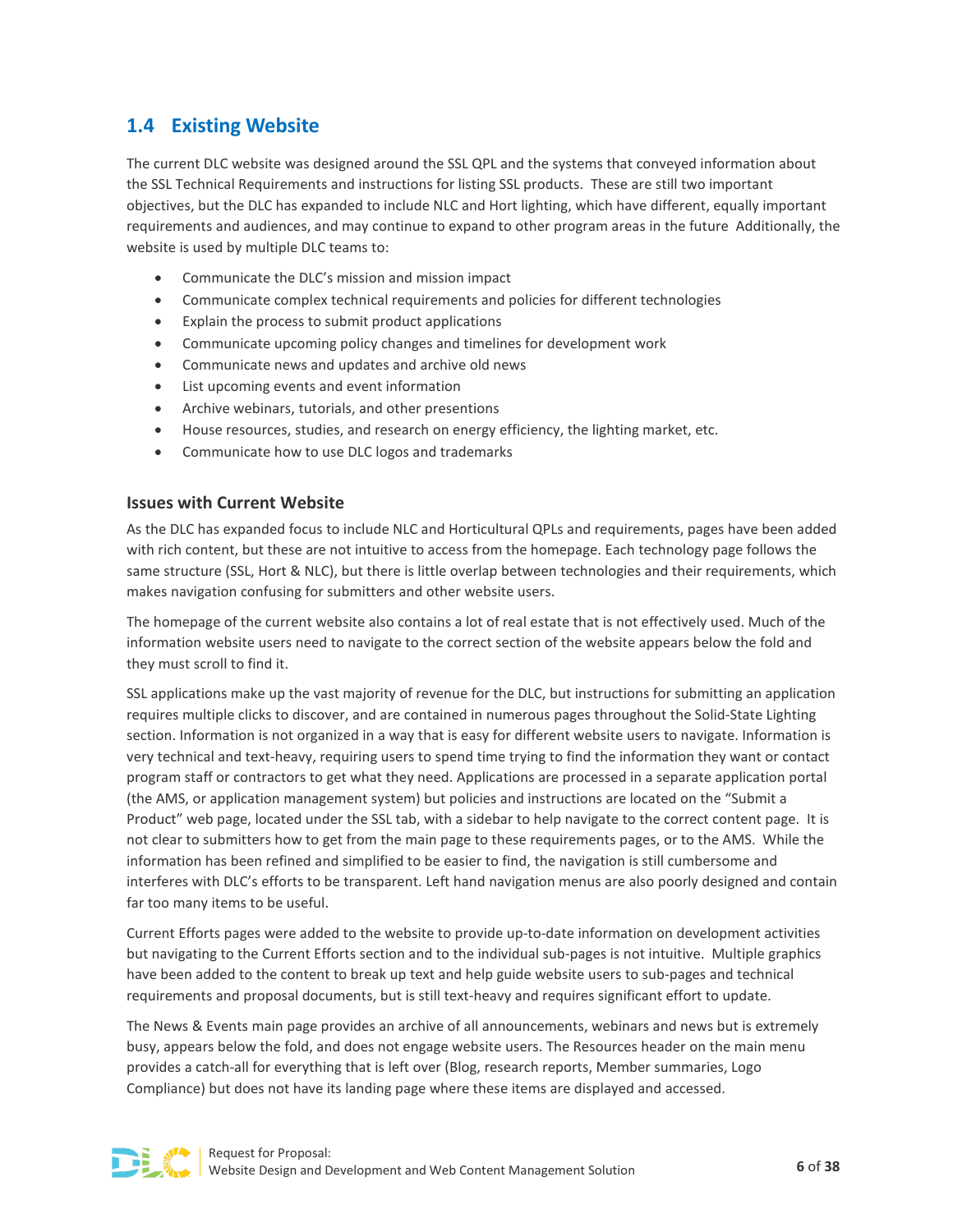## 1.4 Existing Website

The current DLC website was designed around the SSL QPL and the systems that conveyed information about the SSL Technical Requirements and instructions for listing SSL products. These are still two important objectives, but the DLC has expanded to include NLC and Hort lighting, which have different, equally important requirements and audiences, and may continue to expand to other program areas in the future Additionally, the website is used by multiple DLC teams to:

- Communicate the DLC's mission and mission impact
- Communicate complex technical requirements and policies for different technologies
- Explain the process to submit product applications
- Communicate upcoming policy changes and timelines for development work
- Communicate news and updates and archive old news
- List upcoming events and event information
- Archive webinars, tutorials, and other presentations
- House resources, studies, and research on energy efficiency, the lighting market, etc.
- Communicate how to use DLC logos and trademarks

### Issues with Current Website

As the DLC has expanded focus to include NLC and Horticultural QPLs and requirements, pages have been added with rich content, but these are not intuitive to access from the homepage. Each technology page follows the same structure (SSL, Hort & NLC), but there is little overlap between technologies and their requirements, which makes navigation confusing for submitters and other website users.

The homepage of the current website also contains a lot of real estate that is not effectively used. Much of the information website users need to navigate to the correct section of the website appears below the fold and they must scroll to find it.

SSL applications make up the vast majority of revenue for the DLC, but instructions for submitting an application requires multiple clicks to discover, and are contained in numerous pages throughout the Solid-State Lighting section. Information is not organized in a way that is easy for different website users to navigate. Information is very technical and text-heavy, requiring users to spend time trying to find the information they want or contact program staff or contractors to get what they need. Applications are processed in a separate application portal (the AMS, or application management system) but policies and instructions are located on the "Submit a Product" web page, located under the SSL tab, with a sidebar to help navigate to the correct content page. It is not clear to submitters how to get from the main page to these requirements pages, or to the AMS. While the information has been refined and simplified to be easier to find, the navigation is still cumbersome and interferes with DLC's efforts to be transparent. Left hand navigation menus are also poorly designed and contain far too many items to be useful.

Current Efforts pages were added to the website to provide up-to-date information on development activities but navigating to the Current Efforts section and to the individual sub-pages is not intuitive. Multiple graphics have been added to the content to break up text and help guide website users to sub-pages and technical requirements and proposal documents, but is still text-heavy and requires significant effort to update.

The News & Events main page provides an archive of all announcements, webinars and news but is extremely busy, appears below the fold, and does not engage website users. The Resources header on the main menu provides a catch-all for everything that is left over (Blog, research reports, Member summaries, Logo Compliance) but does not have its landing page where these items are displayed and accessed.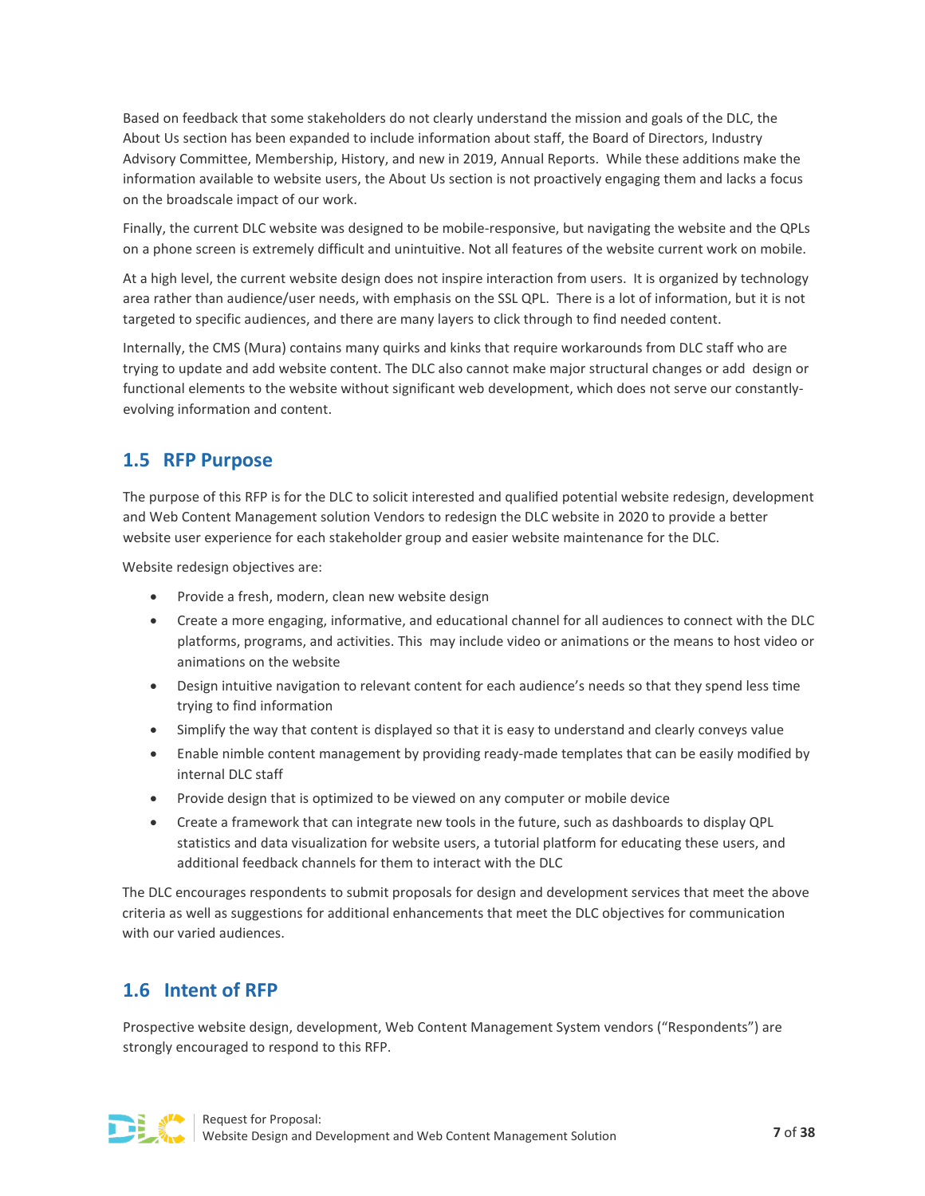Based on feedback that some stakeholders do not clearly understand the mission and goals of the DLC, the About Us section has been expanded to include information about staff, the Board of Directors, Industry Advisory Committee, Membership, History, and new in 2019, Annual Reports. While these additions make the information available to website users, the About Us section is not proactively engaging them and lacks a focus on the broadscale impact of our work.

Finally, the current DLC website was designed to be mobile-responsive, but navigating the website and the QPLs on a phone screen is extremely difficult and unintuitive. Not all features of the website current work on mobile.

At a high level, the current website design does not inspire interaction from users. It is organized by technology area rather than audience/user needs, with emphasis on the SSL QPL. There is a lot of information, but it is not targeted to specific audiences, and there are many layers to click through to find needed content.

Internally, the CMS (Mura) contains many quirks and kinks that require workarounds from DLC staff who are trying to update and add website content. The DLC also cannot make major structural changes or add design or functional elements to the website without significant web development, which does not serve our constantly-evolving information and content.

## 1.5 RFP Purpose

The purpose of this RFP is for the DLC to solicit interested and qualified potential website redesign, development and Web Content Management solution Vendors to redesign the DLC website in 2020 to provide a better website user experience for each stakeholder group and easier website maintenance for the DLC.

Website redesign objectives are:

- Provide a fresh, modern, clean new website design
- Create a more engaging, informative, and educational channel for all audiences to connect with the DLC platforms, programs, and activities. This may include video or animations or the means to host video or animations on the website
- Design intuitive navigation to relevant content for each audience's needs so that they spend less time trying to find information
- Simplify the way that content is displayed so that it is easy to understand and clearly conveys value
- Enable nimble content management by providing ready-made templates that can be easily modified by internal DLC staff
- Provide design that is optimized to be viewed on any computer or mobile device
- Create a framework that can integrate new tools in the future, such as dashboards to display QPL statistics and data visualization for website users, a tutorial platform for educating these users, and additional feedback channels for them to interact with the DLC

The DLC encourages respondents to submit proposals for design and development services that meet the above criteria as well as suggestions for additional enhancements that meet the DLC objectives for communication with our varied audiences.

## 1.6 Intent of RFP

Prospective website design, development, Web Content Management System vendors ("Respondents") are strongly encouraged to respond to this RFP.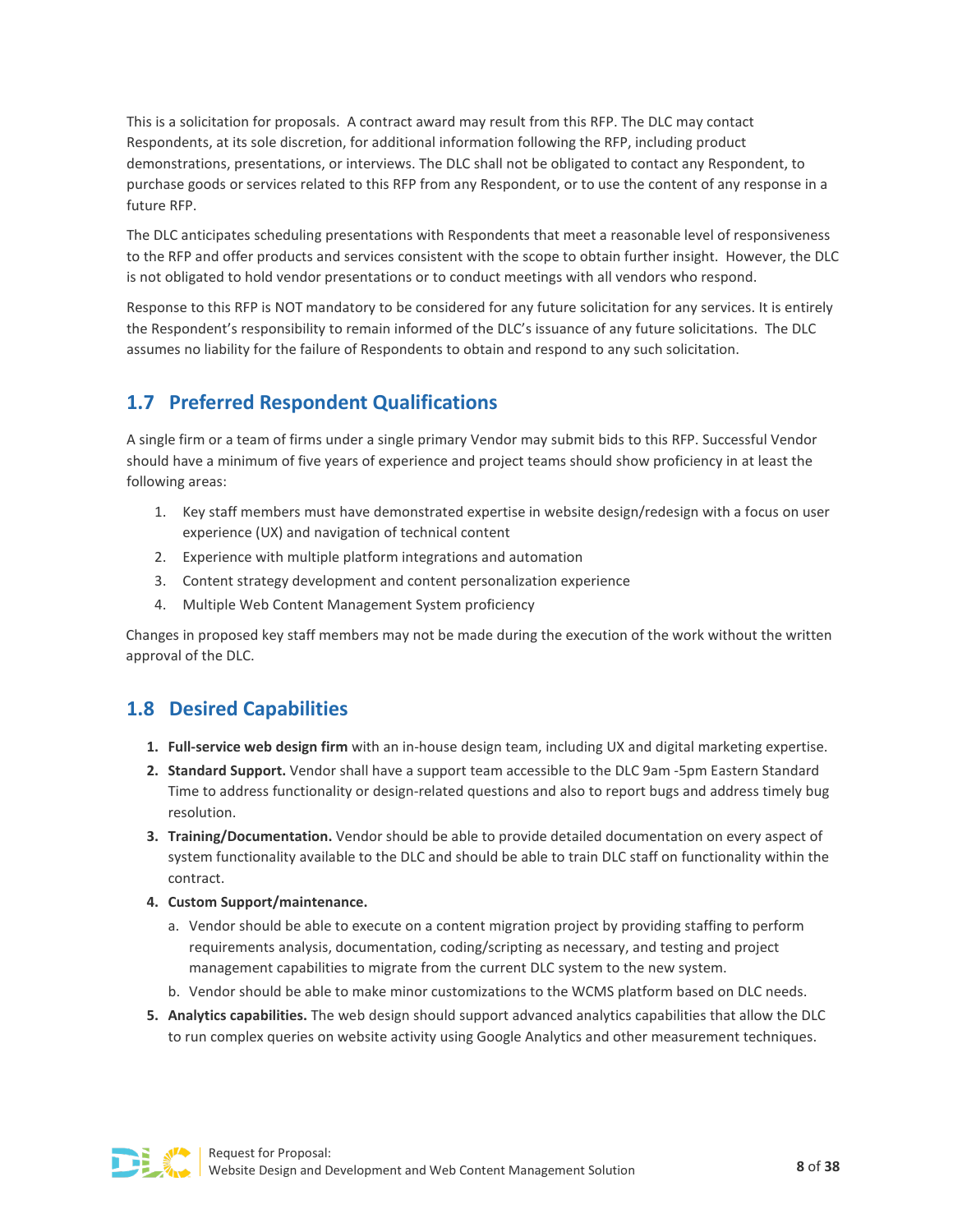This is a solicitation for proposals. A contract award may result from this RFP. The DLC may contact Respondents, at its sole discretion, for additional information following the RFP, including product demonstrations, presentations, or interviews. The DLC shall not be obligated to contact any Respondent, to purchase goods or services related to this RFP from any Respondent, or to use the content of any response in a future RFP.

The DLC anticipates scheduling presentations with Respondents that meet a reasonable level of responsiveness to the RFP and offer products and services consistent with the scope to obtain further insight. However, the DLC is not obligated to hold vendor presentations or to conduct meetings with all vendors who respond.

Response to this RFP is NOT mandatory to be considered for any future solicitation for any services. It is entirely the Respondent's responsibility to remain informed of the DLC's issuance of any future solicitations. The DLC assumes no liability for the failure of Respondents to obtain and respond to any such solicitation.

## 1.7 Preferred Respondent Qualifications

A single firm or a team of firms under a single primary Vendor may submit bids to this RFP. Successful Vendor should have a minimum of five years of experience and project teams should show proficiency in at least the following areas:

1. Key staff members must have demonstrated expertise in website design/redesign with a focus on user experience (UX) and navigation of technical content
2. Experience with multiple platform integrations and automation
3. Content strategy development and content personalization experience
4. Multiple Web Content Management System proficiency

Changes in proposed key staff members may not be made during the execution of the work without the written approval of the DLC.

## 1.8 Desired Capabilities

1. **Full-service web design firm** with an in-house design team, including UX and digital marketing expertise.
2. **Standard Support.** Vendor shall have a support team accessible to the DLC 9am -5pm Eastern Standard Time to address functionality or design-related questions and also to report bugs and address timely bug resolution.
3. **Training/Documentation.** Vendor should be able to provide detailed documentation on every aspect of system functionality available to the DLC and should be able to train DLC staff on functionality within the contract.
4. **Custom Support/maintenance.**
   a. Vendor should be able to execute on a content migration project by providing staffing to perform requirements analysis, documentation, coding/scripting as necessary, and testing and project management capabilities to migrate from the current DLC system to the new system.
   b. Vendor should be able to make minor customizations to the WCMS platform based on DLC needs.
5. **Analytics capabilities.** The web design should support advanced analytics capabilities that allow the DLC to run complex queries on website activity using Google Analytics and other measurement techniques.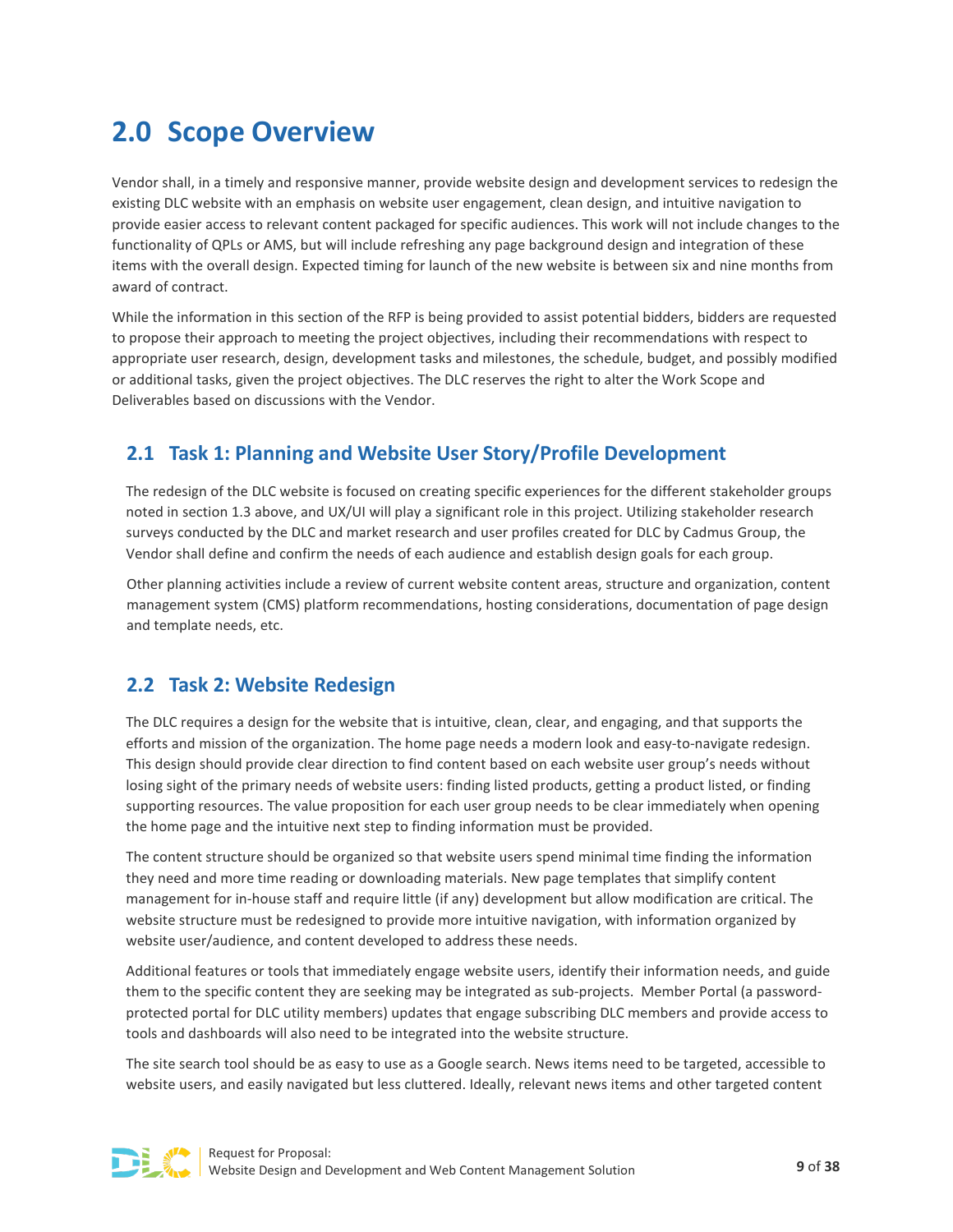# 2.0 Scope Overview

Vendor shall, in a timely and responsive manner, provide website design and development services to redesign the existing DLC website with an emphasis on website user engagement, clean design, and intuitive navigation to provide easier access to relevant content packaged for specific audiences. This work will not include changes to the functionality of QPLs or AMS, but will include refreshing any page background design and integration of these items with the overall design. Expected timing for launch of the new website is between six and nine months from award of contract.

While the information in this section of the RFP is being provided to assist potential bidders, bidders are requested to propose their approach to meeting the project objectives, including their recommendations with respect to appropriate user research, design, development tasks and milestones, the schedule, budget, and possibly modified or additional tasks, given the project objectives. The DLC reserves the right to alter the Work Scope and Deliverables based on discussions with the Vendor.

## 2.1 Task 1: Planning and Website User Story/Profile Development

The redesign of the DLC website is focused on creating specific experiences for the different stakeholder groups noted in section 1.3 above, and UX/UI will play a significant role in this project. Utilizing stakeholder research surveys conducted by the DLC and market research and user profiles created for DLC by Cadmus Group, the Vendor shall define and confirm the needs of each audience and establish design goals for each group.

Other planning activities include a review of current website content areas, structure and organization, content management system (CMS) platform recommendations, hosting considerations, documentation of page design and template needs, etc.

## 2.2 Task 2: Website Redesign

The DLC requires a design for the website that is intuitive, clean, clear, and engaging, and that supports the efforts and mission of the organization. The home page needs a modern look and easy-to-navigate redesign. This design should provide clear direction to find content based on each website user group's needs without losing sight of the primary needs of website users: finding listed products, getting a product listed, or finding supporting resources. The value proposition for each user group needs to be clear immediately when opening the home page and the intuitive next step to finding information must be provided.

The content structure should be organized so that website users spend minimal time finding the information they need and more time reading or downloading materials. New page templates that simplify content management for in-house staff and require little (if any) development but allow modification are critical. The website structure must be redesigned to provide more intuitive navigation, with information organized by website user/audience, and content developed to address these needs.

Additional features or tools that immediately engage website users, identify their information needs, and guide them to the specific content they are seeking may be integrated as sub-projects. Member Portal (a password-protected portal for DLC utility members) updates that engage subscribing DLC members and provide access to tools and dashboards will also need to be integrated into the website structure.

The site search tool should be as easy to use as a Google search. News items need to be targeted, accessible to website users, and easily navigated but less cluttered. Ideally, relevant news items and other targeted content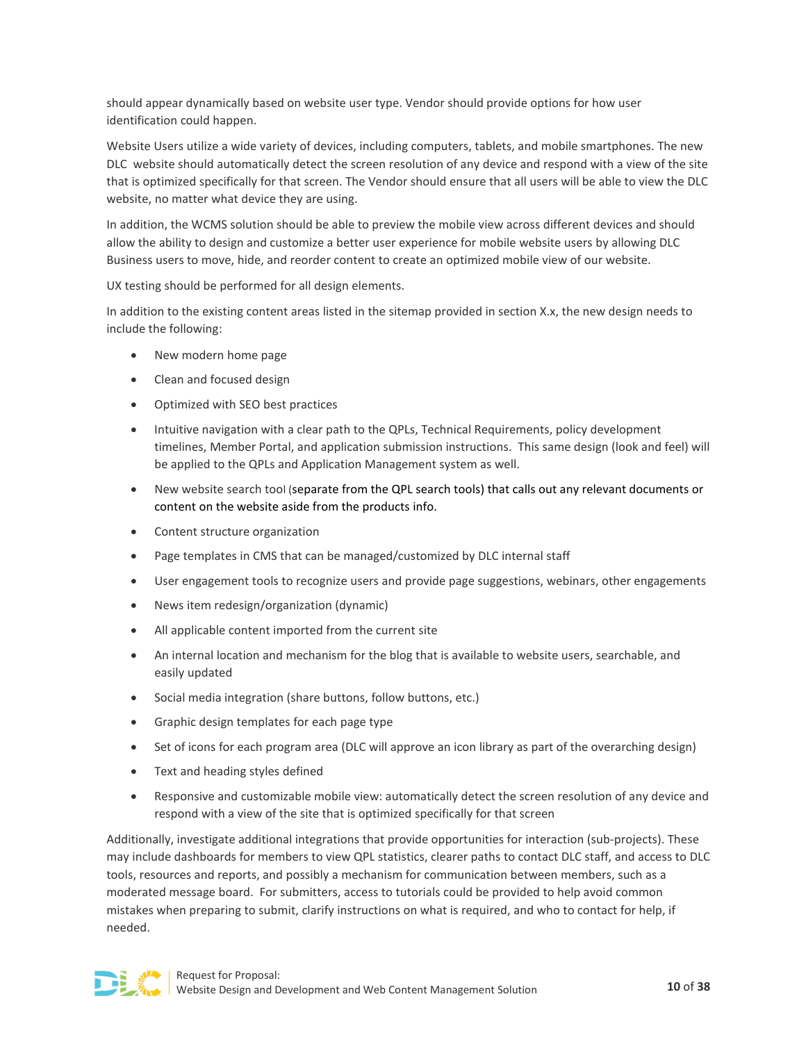should appear dynamically based on website user type. Vendor should provide options for how user identification could happen.

Website Users utilize a wide variety of devices, including computers, tablets, and mobile smartphones. The new DLC website should automatically detect the screen resolution of any device and respond with a view of the site that is optimized specifically for that screen. The Vendor should ensure that all users will be able to view the DLC website, no matter what device they are using.

In addition, the WCMS solution should be able to preview the mobile view across different devices and should allow the ability to design and customize a better user experience for mobile website users by allowing DLC Business users to move, hide, and reorder content to create an optimized mobile view of our website.

UX testing should be performed for all design elements.

In addition to the existing content areas listed in the sitemap provided in section X.x, the new design needs to include the following:

- New modern home page
- Clean and focused design
- Optimized with SEO best practices
- Intuitive navigation with a clear path to the QPLs, Technical Requirements, policy development timelines, Member Portal, and application submission instructions. This same design (look and feel) will be applied to the QPLs and Application Management system as well.
- New website search tool (separate from the QPL search tools) that calls out any relevant documents or content on the website aside from the products info.
- Content structure organization
- Page templates in CMS that can be managed/customized by DLC internal staff
- User engagement tools to recognize users and provide page suggestions, webinars, other engagements
- News item redesign/organization (dynamic)
- All applicable content imported from the current site
- An internal location and mechanism for the blog that is available to website users, searchable, and easily updated
- Social media integration (share buttons, follow buttons, etc.)
- Graphic design templates for each page type
- Set of icons for each program area (DLC will approve an icon library as part of the overarching design)
- Text and heading styles defined
- Responsive and customizable mobile view: automatically detect the screen resolution of any device and respond with a view of the site that is optimized specifically for that screen

Additionally, investigate additional integrations that provide opportunities for interaction (sub-projects). These may include dashboards for members to view QPL statistics, clearer paths to contact DLC staff, and access to DLC tools, resources and reports, and possibly a mechanism for communication between members, such as a moderated message board. For submitters, access to tutorials could be provided to help avoid common mistakes when preparing to submit, clarify instructions on what is required, and who to contact for help, if needed.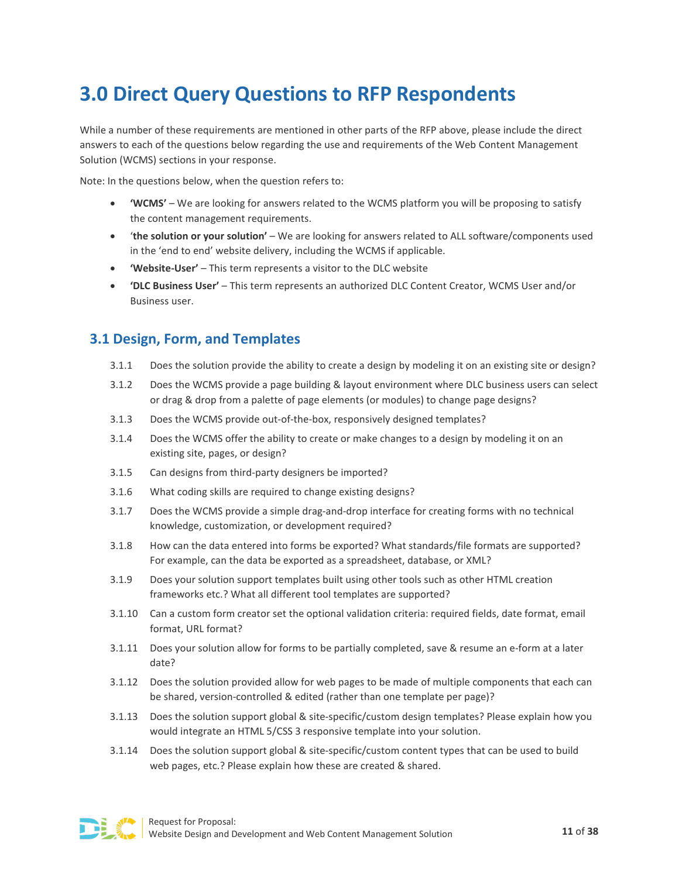# 3.0 Direct Query Questions to RFP Respondents

While a number of these requirements are mentioned in other parts of the RFP above, please include the direct answers to each of the questions below regarding the use and requirements of the Web Content Management Solution (WCMS) sections in your response.

Note: In the questions below, when the question refers to:

- **'WCMS'** – We are looking for answers related to the WCMS platform you will be proposing to satisfy the content management requirements.
- '**the solution or your solution'** – We are looking for answers related to ALL software/components used in the 'end to end' website delivery, including the WCMS if applicable.
- **'Website-User'** – This term represents a visitor to the DLC website
- **'DLC Business User'** – This term represents an authorized DLC Content Creator, WCMS User and/or Business user.

## 3.1 Design, Form, and Templates

3.1.1 Does the solution provide the ability to create a design by modeling it on an existing site or design?

3.1.2 Does the WCMS provide a page building & layout environment where DLC business users can select or drag & drop from a palette of page elements (or modules) to change page designs?

3.1.3 Does the WCMS provide out-of-the-box, responsively designed templates?

3.1.4 Does the WCMS offer the ability to create or make changes to a design by modeling it on an existing site, pages, or design?

3.1.5 Can designs from third-party designers be imported?

3.1.6 What coding skills are required to change existing designs?

3.1.7 Does the WCMS provide a simple drag-and-drop interface for creating forms with no technical knowledge, customization, or development required?

3.1.8 How can the data entered into forms be exported? What standards/file formats are supported? For example, can the data be exported as a spreadsheet, database, or XML?

3.1.9 Does your solution support templates built using other tools such as other HTML creation frameworks etc.? What all different tool templates are supported?

3.1.10 Can a custom form creator set the optional validation criteria: required fields, date format, email format, URL format?

3.1.11 Does your solution allow for forms to be partially completed, save & resume an e-form at a later date?

3.1.12 Does the solution provided allow for web pages to be made of multiple components that each can be shared, version-controlled & edited (rather than one template per page)?

3.1.13 Does the solution support global & site-specific/custom design templates? Please explain how you would integrate an HTML 5/CSS 3 responsive template into your solution.

3.1.14 Does the solution support global & site-specific/custom content types that can be used to build web pages, etc.? Please explain how these are created & shared.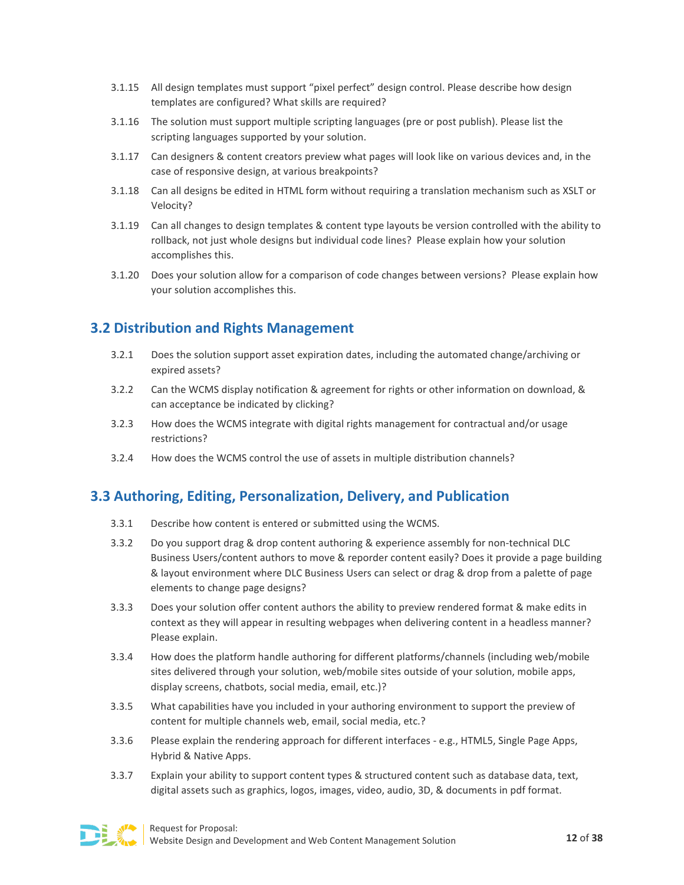3.1.15 All design templates must support “pixel perfect” design control. Please describe how design templates are configured? What skills are required?

3.1.16 The solution must support multiple scripting languages (pre or post publish). Please list the scripting languages supported by your solution.

3.1.17 Can designers & content creators preview what pages will look like on various devices and, in the case of responsive design, at various breakpoints?

3.1.18 Can all designs be edited in HTML form without requiring a translation mechanism such as XSLT or Velocity?

3.1.19 Can all changes to design templates & content type layouts be version controlled with the ability to rollback, not just whole designs but individual code lines? Please explain how your solution accomplishes this.

3.1.20 Does your solution allow for a comparison of code changes between versions? Please explain how your solution accomplishes this.

## 3.2 Distribution and Rights Management

3.2.1 Does the solution support asset expiration dates, including the automated change/archiving or expired assets?

3.2.2 Can the WCMS display notification & agreement for rights or other information on download, & can acceptance be indicated by clicking?

3.2.3 How does the WCMS integrate with digital rights management for contractual and/or usage restrictions?

3.2.4 How does the WCMS control the use of assets in multiple distribution channels?

## 3.3 Authoring, Editing, Personalization, Delivery, and Publication

3.3.1 Describe how content is entered or submitted using the WCMS.

3.3.2 Do you support drag & drop content authoring & experience assembly for non-technical DLC Business Users/content authors to move & reporder content easily? Does it provide a page building & layout environment where DLC Business Users can select or drag & drop from a palette of page elements to change page designs?

3.3.3 Does your solution offer content authors the ability to preview rendered format & make edits in context as they will appear in resulting webpages when delivering content in a headless manner? Please explain.

3.3.4 How does the platform handle authoring for different platforms/channels (including web/mobile sites delivered through your solution, web/mobile sites outside of your solution, mobile apps, display screens, chatbots, social media, email, etc.)?

3.3.5 What capabilities have you included in your authoring environment to support the preview of content for multiple channels web, email, social media, etc.?

3.3.6 Please explain the rendering approach for different interfaces - e.g., HTML5, Single Page Apps, Hybrid & Native Apps.

3.3.7 Explain your ability to support content types & structured content such as database data, text, digital assets such as graphics, logos, images, video, audio, 3D, & documents in pdf format.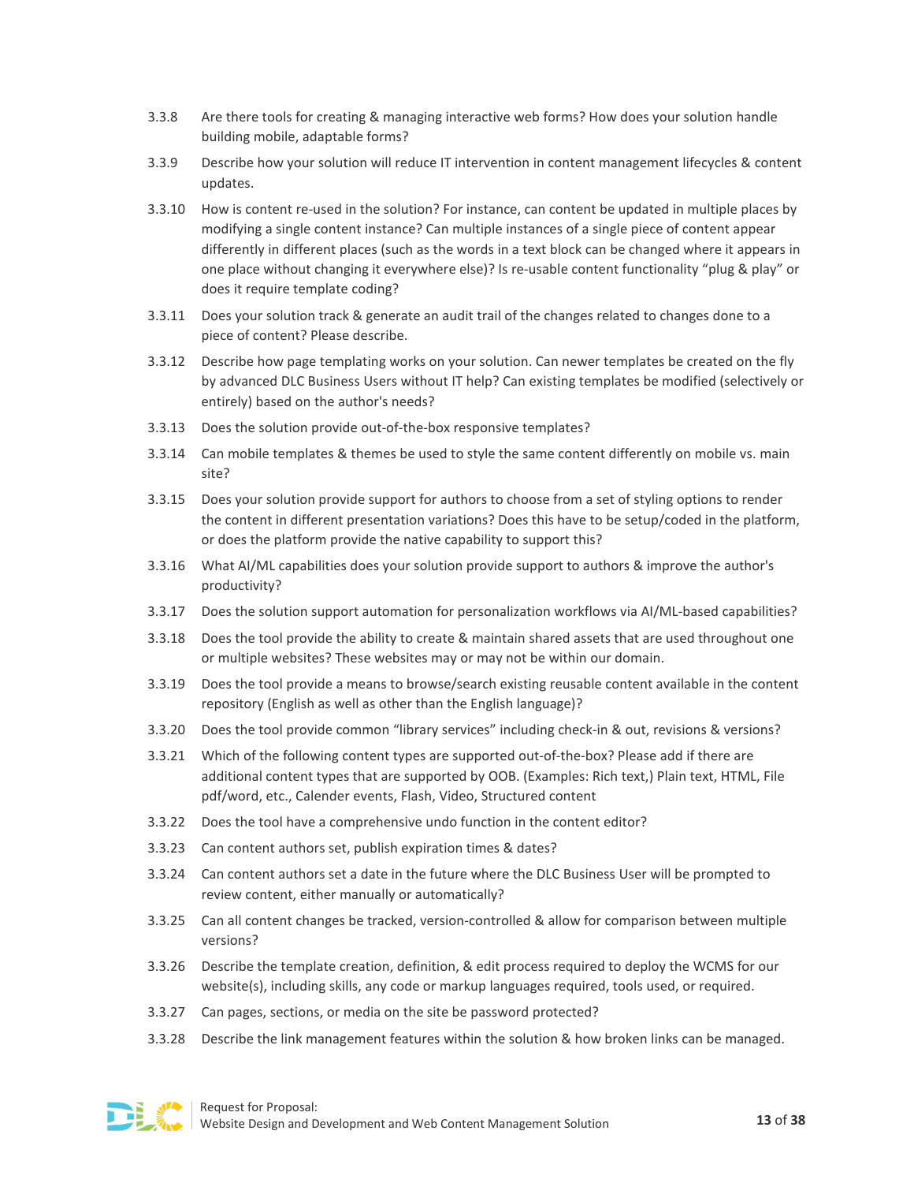3.3.8 Are there tools for creating & managing interactive web forms? How does your solution handle building mobile, adaptable forms?

3.3.9 Describe how your solution will reduce IT intervention in content management lifecycles & content updates.

3.3.10 How is content re-used in the solution? For instance, can content be updated in multiple places by modifying a single content instance? Can multiple instances of a single piece of content appear differently in different places (such as the words in a text block can be changed where it appears in one place without changing it everywhere else)? Is re-usable content functionality "plug & play" or does it require template coding?

3.3.11 Does your solution track & generate an audit trail of the changes related to changes done to a piece of content? Please describe.

3.3.12 Describe how page templating works on your solution. Can newer templates be created on the fly by advanced DLC Business Users without IT help? Can existing templates be modified (selectively or entirely) based on the author's needs?

3.3.13 Does the solution provide out-of-the-box responsive templates?

3.3.14 Can mobile templates & themes be used to style the same content differently on mobile vs. main site?

3.3.15 Does your solution provide support for authors to choose from a set of styling options to render the content in different presentation variations? Does this have to be setup/coded in the platform, or does the platform provide the native capability to support this?

3.3.16 What AI/ML capabilities does your solution provide support to authors & improve the author's productivity?

3.3.17 Does the solution support automation for personalization workflows via AI/ML-based capabilities?

3.3.18 Does the tool provide the ability to create & maintain shared assets that are used throughout one or multiple websites? These websites may or may not be within our domain.

3.3.19 Does the tool provide a means to browse/search existing reusable content available in the content repository (English as well as other than the English language)?

3.3.20 Does the tool provide common "library services" including check-in & out, revisions & versions?

3.3.21 Which of the following content types are supported out-of-the-box? Please add if there are additional content types that are supported by OOB. (Examples: Rich text,) Plain text, HTML, File pdf/word, etc., Calender events, Flash, Video, Structured content

3.3.22 Does the tool have a comprehensive undo function in the content editor?

3.3.23 Can content authors set, publish expiration times & dates?

3.3.24 Can content authors set a date in the future where the DLC Business User will be prompted to review content, either manually or automatically?

3.3.25 Can all content changes be tracked, version-controlled & allow for comparison between multiple versions?

3.3.26 Describe the template creation, definition, & edit process required to deploy the WCMS for our website(s), including skills, any code or markup languages required, tools used, or required.

3.3.27 Can pages, sections, or media on the site be password protected?

3.3.28 Describe the link management features within the solution & how broken links can be managed.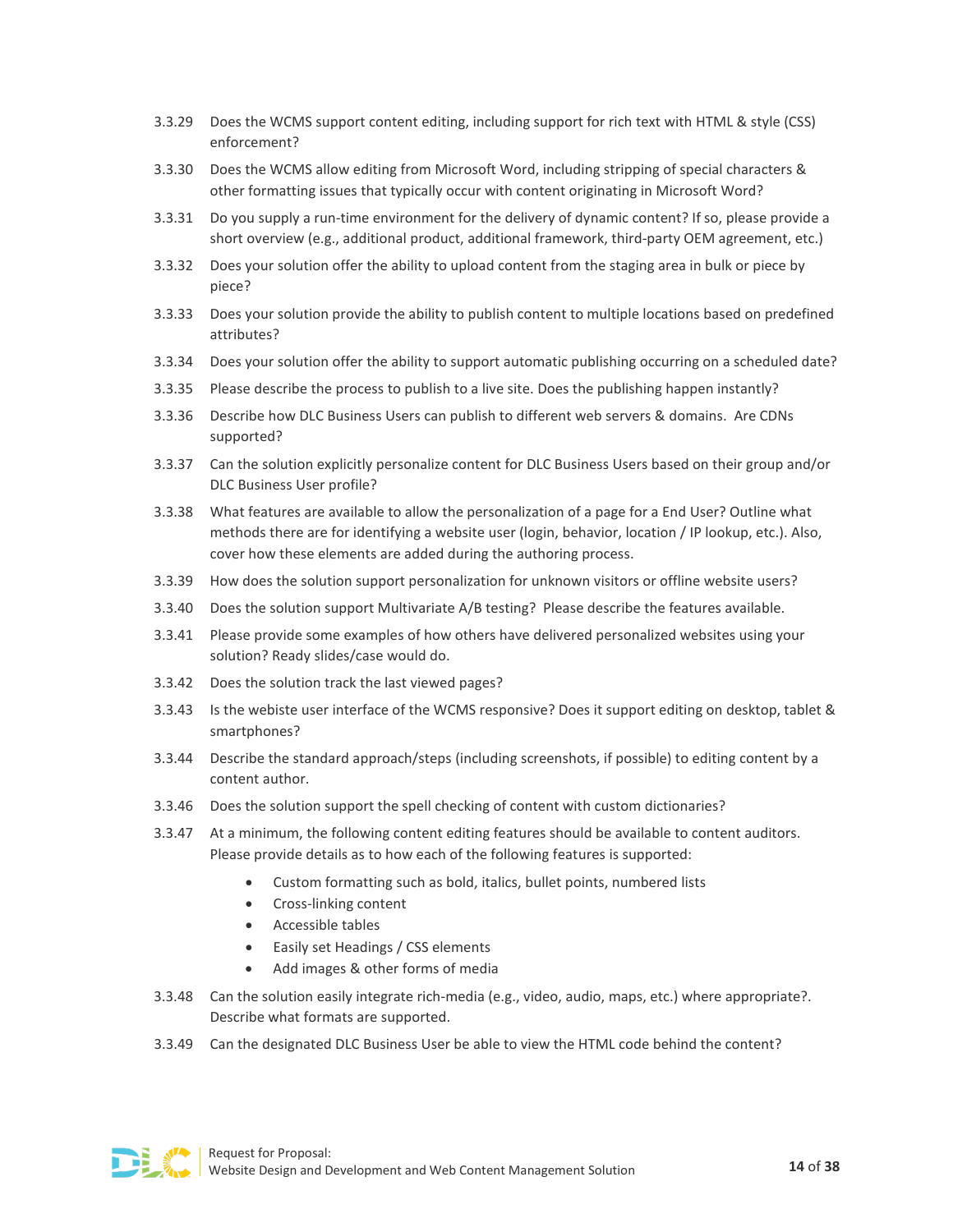3.3.29 Does the WCMS support content editing, including support for rich text with HTML & style (CSS) enforcement?

3.3.30 Does the WCMS allow editing from Microsoft Word, including stripping of special characters & other formatting issues that typically occur with content originating in Microsoft Word?

3.3.31 Do you supply a run-time environment for the delivery of dynamic content? If so, please provide a short overview (e.g., additional product, additional framework, third-party OEM agreement, etc.)

3.3.32 Does your solution offer the ability to upload content from the staging area in bulk or piece by piece?

3.3.33 Does your solution provide the ability to publish content to multiple locations based on predefined attributes?

3.3.34 Does your solution offer the ability to support automatic publishing occurring on a scheduled date?

3.3.35 Please describe the process to publish to a live site. Does the publishing happen instantly?

3.3.36 Describe how DLC Business Users can publish to different web servers & domains. Are CDNs supported?

3.3.37 Can the solution explicitly personalize content for DLC Business Users based on their group and/or DLC Business User profile?

3.3.38 What features are available to allow the personalization of a page for a End User? Outline what methods there are for identifying a website user (login, behavior, location / IP lookup, etc.). Also, cover how these elements are added during the authoring process.

3.3.39 How does the solution support personalization for unknown visitors or offline website users?

3.3.40 Does the solution support Multivariate A/B testing? Please describe the features available.

3.3.41 Please provide some examples of how others have delivered personalized websites using your solution? Ready slides/case would do.

3.3.42 Does the solution track the last viewed pages?

3.3.43 Is the webiste user interface of the WCMS responsive? Does it support editing on desktop, tablet & smartphones?

3.3.44 Describe the standard approach/steps (including screenshots, if possible) to editing content by a content author.

3.3.46 Does the solution support the spell checking of content with custom dictionaries?

3.3.47 At a minimum, the following content editing features should be available to content auditors. Please provide details as to how each of the following features is supported:

- Custom formatting such as bold, italics, bullet points, numbered lists
- Cross-linking content
- Accessible tables
- Easily set Headings / CSS elements
- Add images & other forms of media

3.3.48 Can the solution easily integrate rich-media (e.g., video, audio, maps, etc.) where appropriate?. Describe what formats are supported.

3.3.49 Can the designated DLC Business User be able to view the HTML code behind the content?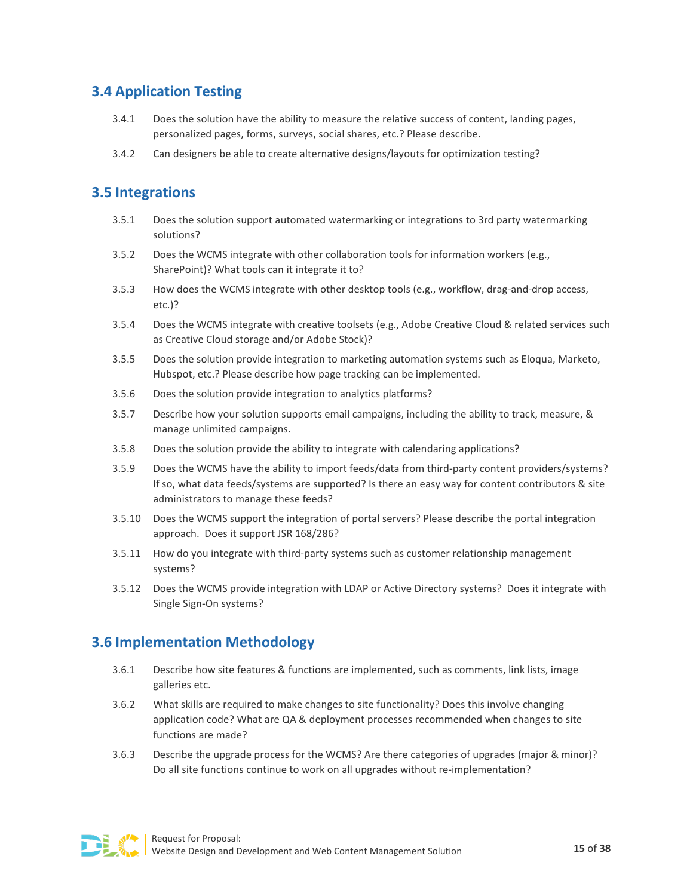## 3.4 Application Testing

3.4.1 Does the solution have the ability to measure the relative success of content, landing pages, personalized pages, forms, surveys, social shares, etc.? Please describe.

3.4.2 Can designers be able to create alternative designs/layouts for optimization testing?

## 3.5 Integrations

3.5.1 Does the solution support automated watermarking or integrations to 3rd party watermarking solutions?

3.5.2 Does the WCMS integrate with other collaboration tools for information workers (e.g., SharePoint)? What tools can it integrate it to?

3.5.3 How does the WCMS integrate with other desktop tools (e.g., workflow, drag-and-drop access, etc.)?

3.5.4 Does the WCMS integrate with creative toolsets (e.g., Adobe Creative Cloud & related services such as Creative Cloud storage and/or Adobe Stock)?

3.5.5 Does the solution provide integration to marketing automation systems such as Eloqua, Marketo, Hubspot, etc.? Please describe how page tracking can be implemented.

3.5.6 Does the solution provide integration to analytics platforms?

3.5.7 Describe how your solution supports email campaigns, including the ability to track, measure, & manage unlimited campaigns.

3.5.8 Does the solution provide the ability to integrate with calendaring applications?

3.5.9 Does the WCMS have the ability to import feeds/data from third-party content providers/systems? If so, what data feeds/systems are supported? Is there an easy way for content contributors & site administrators to manage these feeds?

3.5.10 Does the WCMS support the integration of portal servers? Please describe the portal integration approach. Does it support JSR 168/286?

3.5.11 How do you integrate with third-party systems such as customer relationship management systems?

3.5.12 Does the WCMS provide integration with LDAP or Active Directory systems? Does it integrate with Single Sign-On systems?

## 3.6 Implementation Methodology

3.6.1 Describe how site features & functions are implemented, such as comments, link lists, image galleries etc.

3.6.2 What skills are required to make changes to site functionality? Does this involve changing application code? What are QA & deployment processes recommended when changes to site functions are made?

3.6.3 Describe the upgrade process for the WCMS? Are there categories of upgrades (major & minor)? Do all site functions continue to work on all upgrades without re-implementation?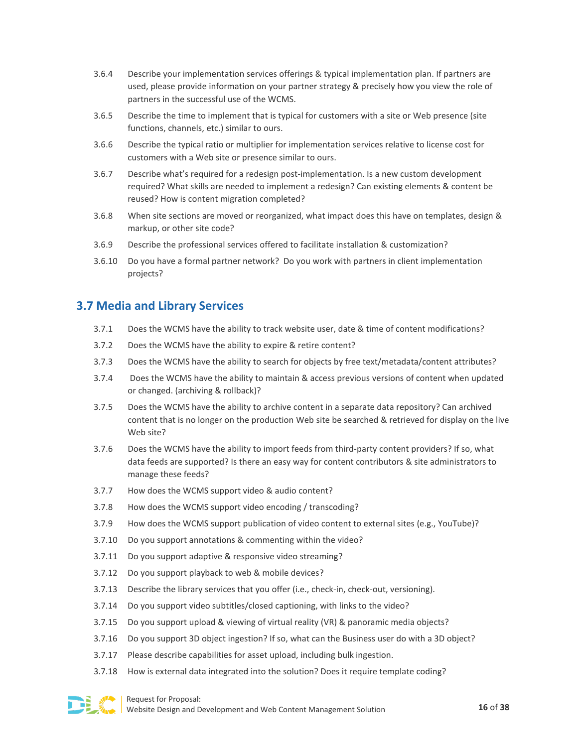3.6.4 Describe your implementation services offerings & typical implementation plan. If partners are used, please provide information on your partner strategy & precisely how you view the role of partners in the successful use of the WCMS.

3.6.5 Describe the time to implement that is typical for customers with a site or Web presence (site functions, channels, etc.) similar to ours.

3.6.6 Describe the typical ratio or multiplier for implementation services relative to license cost for customers with a Web site or presence similar to ours.

3.6.7 Describe what's required for a redesign post-implementation. Is a new custom development required? What skills are needed to implement a redesign? Can existing elements & content be reused? How is content migration completed?

3.6.8 When site sections are moved or reorganized, what impact does this have on templates, design & markup, or other site code?

3.6.9 Describe the professional services offered to facilitate installation & customization?

3.6.10 Do you have a formal partner network? Do you work with partners in client implementation projects?

## 3.7 Media and Library Services

3.7.1 Does the WCMS have the ability to track website user, date & time of content modifications?

3.7.2 Does the WCMS have the ability to expire & retire content?

3.7.3 Does the WCMS have the ability to search for objects by free text/metadata/content attributes?

3.7.4 Does the WCMS have the ability to maintain & access previous versions of content when updated or changed. (archiving & rollback)?

3.7.5 Does the WCMS have the ability to archive content in a separate data repository? Can archived content that is no longer on the production Web site be searched & retrieved for display on the live Web site?

3.7.6 Does the WCMS have the ability to import feeds from third-party content providers? If so, what data feeds are supported? Is there an easy way for content contributors & site administrators to manage these feeds?

3.7.7 How does the WCMS support video & audio content?

3.7.8 How does the WCMS support video encoding / transcoding?

3.7.9 How does the WCMS support publication of video content to external sites (e.g., YouTube)?

3.7.10 Do you support annotations & commenting within the video?

3.7.11 Do you support adaptive & responsive video streaming?

3.7.12 Do you support playback to web & mobile devices?

3.7.13 Describe the library services that you offer (i.e., check-in, check-out, versioning).

3.7.14 Do you support video subtitles/closed captioning, with links to the video?

3.7.15 Do you support upload & viewing of virtual reality (VR) & panoramic media objects?

3.7.16 Do you support 3D object ingestion? If so, what can the Business user do with a 3D object?

3.7.17 Please describe capabilities for asset upload, including bulk ingestion.

3.7.18 How is external data integrated into the solution? Does it require template coding?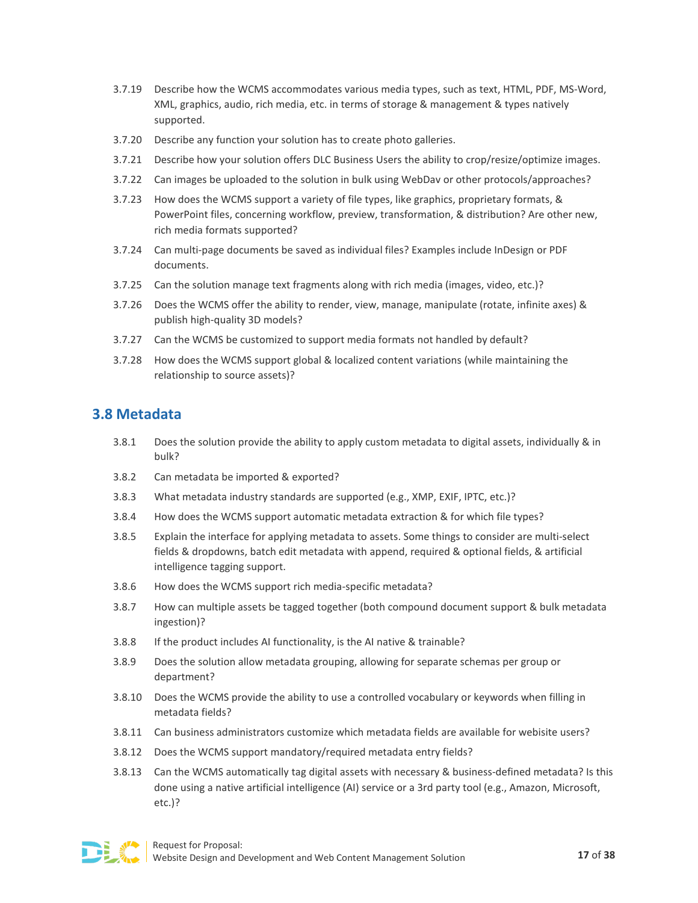3.7.19 Describe how the WCMS accommodates various media types, such as text, HTML, PDF, MS-Word, XML, graphics, audio, rich media, etc. in terms of storage & management & types natively supported.

3.7.20 Describe any function your solution has to create photo galleries.

3.7.21 Describe how your solution offers DLC Business Users the ability to crop/resize/optimize images.

3.7.22 Can images be uploaded to the solution in bulk using WebDav or other protocols/approaches?

3.7.23 How does the WCMS support a variety of file types, like graphics, proprietary formats, & PowerPoint files, concerning workflow, preview, transformation, & distribution? Are other new, rich media formats supported?

3.7.24 Can multi-page documents be saved as individual files? Examples include InDesign or PDF documents.

3.7.25 Can the solution manage text fragments along with rich media (images, video, etc.)?

3.7.26 Does the WCMS offer the ability to render, view, manage, manipulate (rotate, infinite axes) & publish high-quality 3D models?

3.7.27 Can the WCMS be customized to support media formats not handled by default?

3.7.28 How does the WCMS support global & localized content variations (while maintaining the relationship to source assets)?

## 3.8 Metadata

3.8.1 Does the solution provide the ability to apply custom metadata to digital assets, individually & in bulk?

3.8.2 Can metadata be imported & exported?

3.8.3 What metadata industry standards are supported (e.g., XMP, EXIF, IPTC, etc.)?

3.8.4 How does the WCMS support automatic metadata extraction & for which file types?

3.8.5 Explain the interface for applying metadata to assets. Some things to consider are multi-select fields & dropdowns, batch edit metadata with append, required & optional fields, & artificial intelligence tagging support.

3.8.6 How does the WCMS support rich media-specific metadata?

3.8.7 How can multiple assets be tagged together (both compound document support & bulk metadata ingestion)?

3.8.8 If the product includes AI functionality, is the AI native & trainable?

3.8.9 Does the solution allow metadata grouping, allowing for separate schemas per group or department?

3.8.10 Does the WCMS provide the ability to use a controlled vocabulary or keywords when filling in metadata fields?

3.8.11 Can business administrators customize which metadata fields are available for webisite users?

3.8.12 Does the WCMS support mandatory/required metadata entry fields?

3.8.13 Can the WCMS automatically tag digital assets with necessary & business-defined metadata? Is this done using a native artificial intelligence (AI) service or a 3rd party tool (e.g., Amazon, Microsoft, etc.)?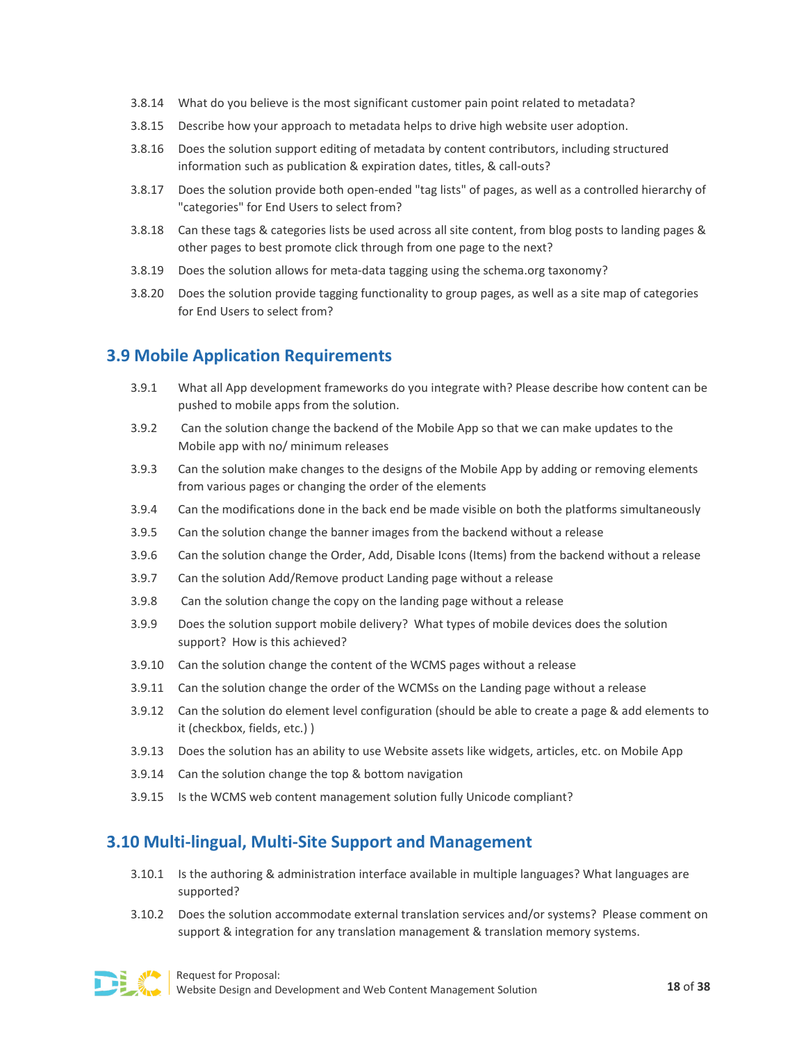3.8.14 What do you believe is the most significant customer pain point related to metadata?

3.8.15 Describe how your approach to metadata helps to drive high website user adoption.

3.8.16 Does the solution support editing of metadata by content contributors, including structured information such as publication & expiration dates, titles, & call-outs?

3.8.17 Does the solution provide both open-ended "tag lists" of pages, as well as a controlled hierarchy of "categories" for End Users to select from?

3.8.18 Can these tags & categories lists be used across all site content, from blog posts to landing pages & other pages to best promote click through from one page to the next?

3.8.19 Does the solution allows for meta-data tagging using the schema.org taxonomy?

3.8.20 Does the solution provide tagging functionality to group pages, as well as a site map of categories for End Users to select from?

## 3.9 Mobile Application Requirements

3.9.1 What all App development frameworks do you integrate with? Please describe how content can be pushed to mobile apps from the solution.

3.9.2 Can the solution change the backend of the Mobile App so that we can make updates to the Mobile app with no/ minimum releases

3.9.3 Can the solution make changes to the designs of the Mobile App by adding or removing elements from various pages or changing the order of the elements

3.9.4 Can the modifications done in the back end be made visible on both the platforms simultaneously

3.9.5 Can the solution change the banner images from the backend without a release

3.9.6 Can the solution change the Order, Add, Disable Icons (Items) from the backend without a release

3.9.7 Can the solution Add/Remove product Landing page without a release

3.9.8 Can the solution change the copy on the landing page without a release

3.9.9 Does the solution support mobile delivery? What types of mobile devices does the solution support? How is this achieved?

3.9.10 Can the solution change the content of the WCMS pages without a release

3.9.11 Can the solution change the order of the WCMSs on the Landing page without a release

3.9.12 Can the solution do element level configuration (should be able to create a page & add elements to it (checkbox, fields, etc.) )

3.9.13 Does the solution has an ability to use Website assets like widgets, articles, etc. on Mobile App

3.9.14 Can the solution change the top & bottom navigation

3.9.15 Is the WCMS web content management solution fully Unicode compliant?

## 3.10 Multi-lingual, Multi-Site Support and Management

3.10.1 Is the authoring & administration interface available in multiple languages? What languages are supported?

3.10.2 Does the solution accommodate external translation services and/or systems? Please comment on support & integration for any translation management & translation memory systems.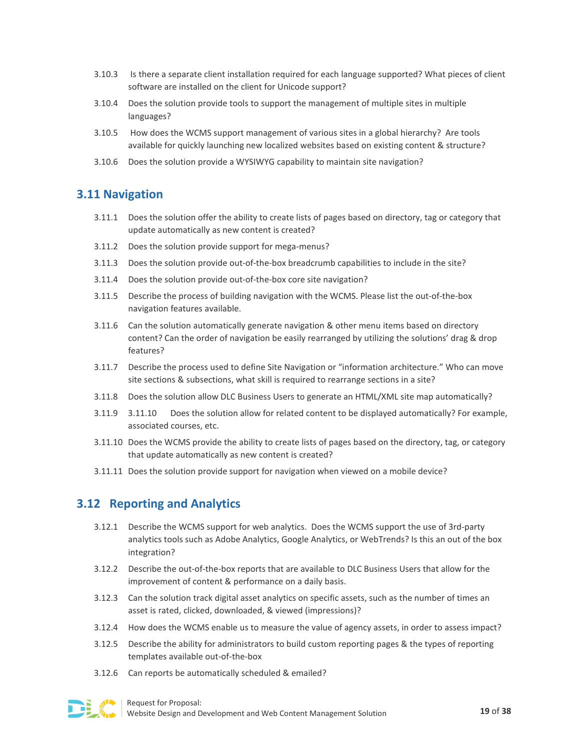3.10.3 Is there a separate client installation required for each language supported? What pieces of client software are installed on the client for Unicode support?

3.10.4 Does the solution provide tools to support the management of multiple sites in multiple languages?

3.10.5 How does the WCMS support management of various sites in a global hierarchy? Are tools available for quickly launching new localized websites based on existing content & structure?

3.10.6 Does the solution provide a WYSIWYG capability to maintain site navigation?

## 3.11 Navigation

3.11.1 Does the solution offer the ability to create lists of pages based on directory, tag or category that update automatically as new content is created?

3.11.2 Does the solution provide support for mega-menus?

3.11.3 Does the solution provide out-of-the-box breadcrumb capabilities to include in the site?

3.11.4 Does the solution provide out-of-the-box core site navigation?

3.11.5 Describe the process of building navigation with the WCMS. Please list the out-of-the-box navigation features available.

3.11.6 Can the solution automatically generate navigation & other menu items based on directory content? Can the order of navigation be easily rearranged by utilizing the solutions' drag & drop features?

3.11.7 Describe the process used to define Site Navigation or "information architecture." Who can move site sections & subsections, what skill is required to rearrange sections in a site?

3.11.8 Does the solution allow DLC Business Users to generate an HTML/XML site map automatically?

3.11.9 3.11.10 Does the solution allow for related content to be displayed automatically? For example, associated courses, etc.

3.11.10 Does the WCMS provide the ability to create lists of pages based on the directory, tag, or category that update automatically as new content is created?

3.11.11 Does the solution provide support for navigation when viewed on a mobile device?

## 3.12 Reporting and Analytics

3.12.1 Describe the WCMS support for web analytics. Does the WCMS support the use of 3rd-party analytics tools such as Adobe Analytics, Google Analytics, or WebTrends? Is this an out of the box integration?

3.12.2 Describe the out-of-the-box reports that are available to DLC Business Users that allow for the improvement of content & performance on a daily basis.

3.12.3 Can the solution track digital asset analytics on specific assets, such as the number of times an asset is rated, clicked, downloaded, & viewed (impressions)?

3.12.4 How does the WCMS enable us to measure the value of agency assets, in order to assess impact?

3.12.5 Describe the ability for administrators to build custom reporting pages & the types of reporting templates available out-of-the-box

3.12.6 Can reports be automatically scheduled & emailed?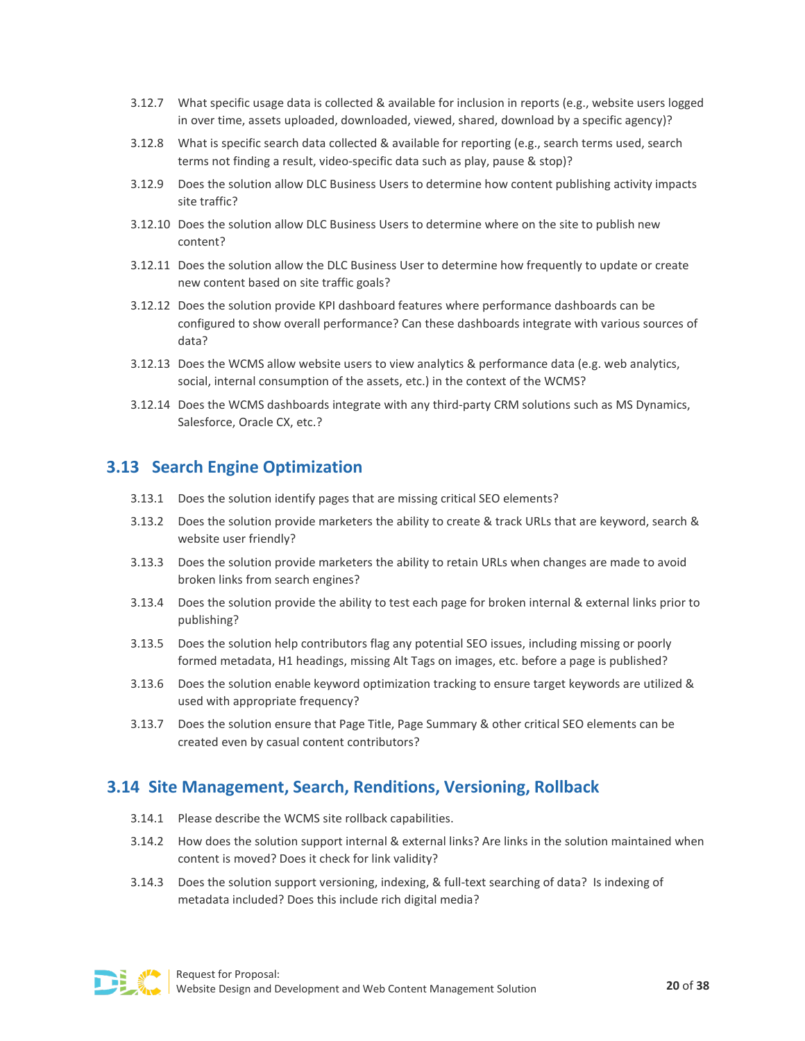3.12.7 What specific usage data is collected & available for inclusion in reports (e.g., website users logged in over time, assets uploaded, downloaded, viewed, shared, download by a specific agency)?

3.12.8 What is specific search data collected & available for reporting (e.g., search terms used, search terms not finding a result, video-specific data such as play, pause & stop)?

3.12.9 Does the solution allow DLC Business Users to determine how content publishing activity impacts site traffic?

3.12.10 Does the solution allow DLC Business Users to determine where on the site to publish new content?

3.12.11 Does the solution allow the DLC Business User to determine how frequently to update or create new content based on site traffic goals?

3.12.12 Does the solution provide KPI dashboard features where performance dashboards can be configured to show overall performance? Can these dashboards integrate with various sources of data?

3.12.13 Does the WCMS allow website users to view analytics & performance data (e.g. web analytics, social, internal consumption of the assets, etc.) in the context of the WCMS?

3.12.14 Does the WCMS dashboards integrate with any third-party CRM solutions such as MS Dynamics, Salesforce, Oracle CX, etc.?

## 3.13 Search Engine Optimization

3.13.1 Does the solution identify pages that are missing critical SEO elements?

3.13.2 Does the solution provide marketers the ability to create & track URLs that are keyword, search & website user friendly?

3.13.3 Does the solution provide marketers the ability to retain URLs when changes are made to avoid broken links from search engines?

3.13.4 Does the solution provide the ability to test each page for broken internal & external links prior to publishing?

3.13.5 Does the solution help contributors flag any potential SEO issues, including missing or poorly formed metadata, H1 headings, missing Alt Tags on images, etc. before a page is published?

3.13.6 Does the solution enable keyword optimization tracking to ensure target keywords are utilized & used with appropriate frequency?

3.13.7 Does the solution ensure that Page Title, Page Summary & other critical SEO elements can be created even by casual content contributors?

## 3.14 Site Management, Search, Renditions, Versioning, Rollback

3.14.1 Please describe the WCMS site rollback capabilities.

3.14.2 How does the solution support internal & external links? Are links in the solution maintained when content is moved? Does it check for link validity?

3.14.3 Does the solution support versioning, indexing, & full-text searching of data? Is indexing of metadata included? Does this include rich digital media?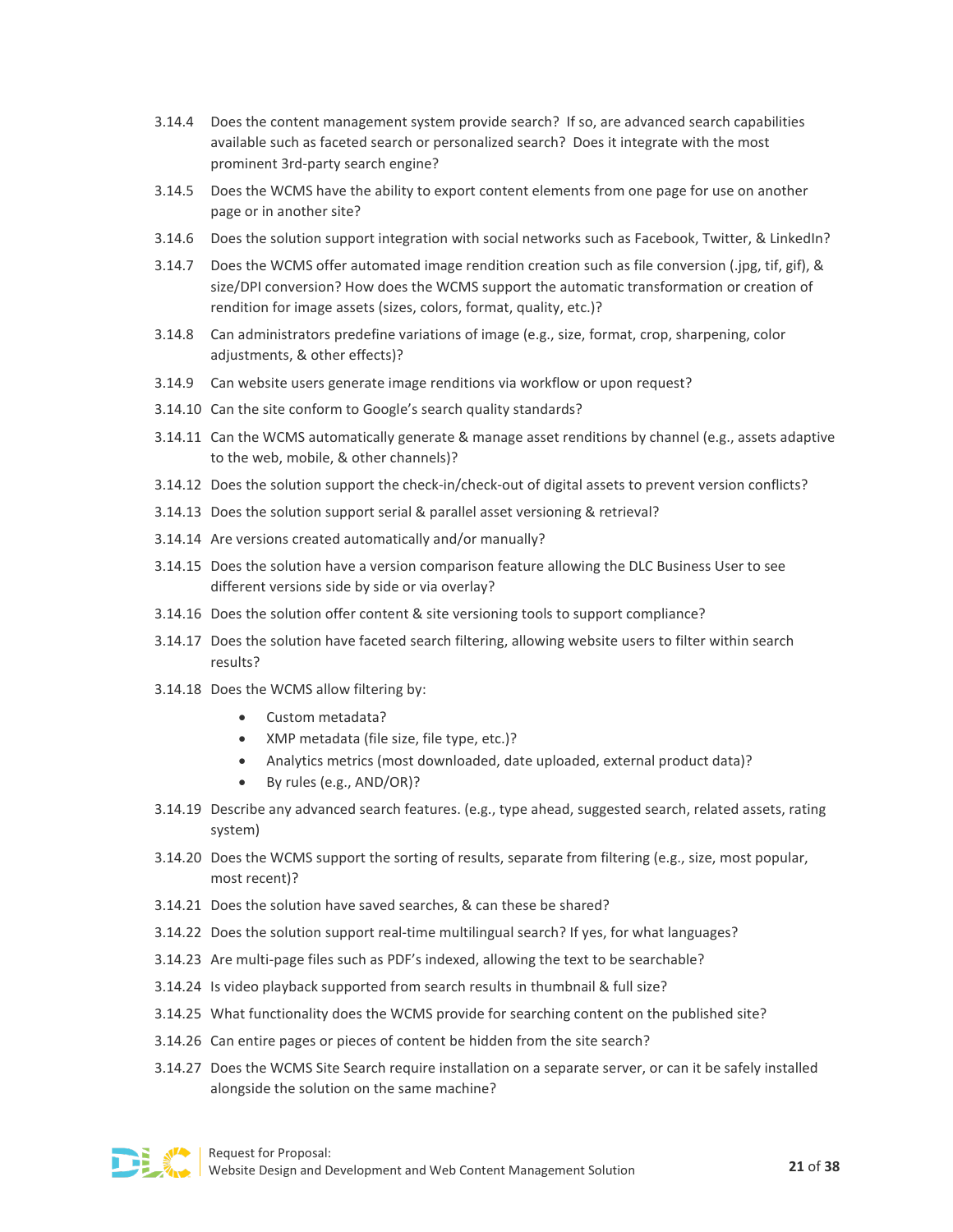3.14.4 Does the content management system provide search? If so, are advanced search capabilities available such as faceted search or personalized search? Does it integrate with the most prominent 3rd-party search engine?

3.14.5 Does the WCMS have the ability to export content elements from one page for use on another page or in another site?

3.14.6 Does the solution support integration with social networks such as Facebook, Twitter, & LinkedIn?

3.14.7 Does the WCMS offer automated image rendition creation such as file conversion (.jpg, tif, gif), & size/DPI conversion? How does the WCMS support the automatic transformation or creation of rendition for image assets (sizes, colors, format, quality, etc.)?

3.14.8 Can administrators predefine variations of image (e.g., size, format, crop, sharpening, color adjustments, & other effects)?

3.14.9 Can website users generate image renditions via workflow or upon request?

3.14.10 Can the site conform to Google's search quality standards?

3.14.11 Can the WCMS automatically generate & manage asset renditions by channel (e.g., assets adaptive to the web, mobile, & other channels)?

3.14.12 Does the solution support the check-in/check-out of digital assets to prevent version conflicts?

3.14.13 Does the solution support serial & parallel asset versioning & retrieval?

3.14.14 Are versions created automatically and/or manually?

3.14.15 Does the solution have a version comparison feature allowing the DLC Business User to see different versions side by side or via overlay?

3.14.16 Does the solution offer content & site versioning tools to support compliance?

3.14.17 Does the solution have faceted search filtering, allowing website users to filter within search results?

3.14.18 Does the WCMS allow filtering by:

- Custom metadata?
- XMP metadata (file size, file type, etc.)?
- Analytics metrics (most downloaded, date uploaded, external product data)?
- By rules (e.g., AND/OR)?

3.14.19 Describe any advanced search features. (e.g., type ahead, suggested search, related assets, rating system)

3.14.20 Does the WCMS support the sorting of results, separate from filtering (e.g., size, most popular, most recent)?

3.14.21 Does the solution have saved searches, & can these be shared?

3.14.22 Does the solution support real-time multilingual search? If yes, for what languages?

3.14.23 Are multi-page files such as PDF's indexed, allowing the text to be searchable?

3.14.24 Is video playback supported from search results in thumbnail & full size?

3.14.25 What functionality does the WCMS provide for searching content on the published site?

3.14.26 Can entire pages or pieces of content be hidden from the site search?

3.14.27 Does the WCMS Site Search require installation on a separate server, or can it be safely installed alongside the solution on the same machine?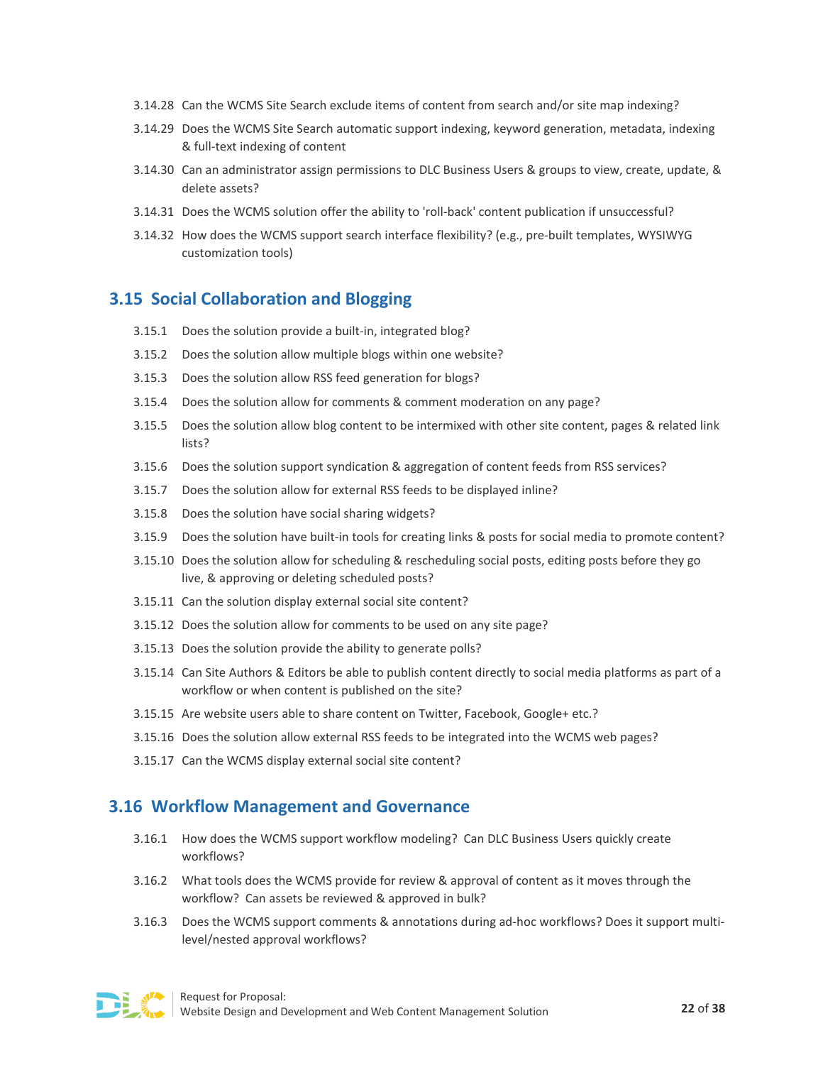3.14.28 Can the WCMS Site Search exclude items of content from search and/or site map indexing?

3.14.29 Does the WCMS Site Search automatic support indexing, keyword generation, metadata, indexing & full-text indexing of content

3.14.30 Can an administrator assign permissions to DLC Business Users & groups to view, create, update, & delete assets?

3.14.31 Does the WCMS solution offer the ability to 'roll-back' content publication if unsuccessful?

3.14.32 How does the WCMS support search interface flexibility? (e.g., pre-built templates, WYSIWYG customization tools)

## 3.15 Social Collaboration and Blogging

3.15.1 Does the solution provide a built-in, integrated blog?

3.15.2 Does the solution allow multiple blogs within one website?

3.15.3 Does the solution allow RSS feed generation for blogs?

3.15.4 Does the solution allow for comments & comment moderation on any page?

3.15.5 Does the solution allow blog content to be intermixed with other site content, pages & related link lists?

3.15.6 Does the solution support syndication & aggregation of content feeds from RSS services?

3.15.7 Does the solution allow for external RSS feeds to be displayed inline?

3.15.8 Does the solution have social sharing widgets?

3.15.9 Does the solution have built-in tools for creating links & posts for social media to promote content?

3.15.10 Does the solution allow for scheduling & rescheduling social posts, editing posts before they go live, & approving or deleting scheduled posts?

3.15.11 Can the solution display external social site content?

3.15.12 Does the solution allow for comments to be used on any site page?

3.15.13 Does the solution provide the ability to generate polls?

3.15.14 Can Site Authors & Editors be able to publish content directly to social media platforms as part of a workflow or when content is published on the site?

3.15.15 Are website users able to share content on Twitter, Facebook, Google+ etc.?

3.15.16 Does the solution allow external RSS feeds to be integrated into the WCMS web pages?

3.15.17 Can the WCMS display external social site content?

## 3.16 Workflow Management and Governance

3.16.1 How does the WCMS support workflow modeling? Can DLC Business Users quickly create workflows?

3.16.2 What tools does the WCMS provide for review & approval of content as it moves through the workflow? Can assets be reviewed & approved in bulk?

3.16.3 Does the WCMS support comments & annotations during ad-hoc workflows? Does it support multi-level/nested approval workflows?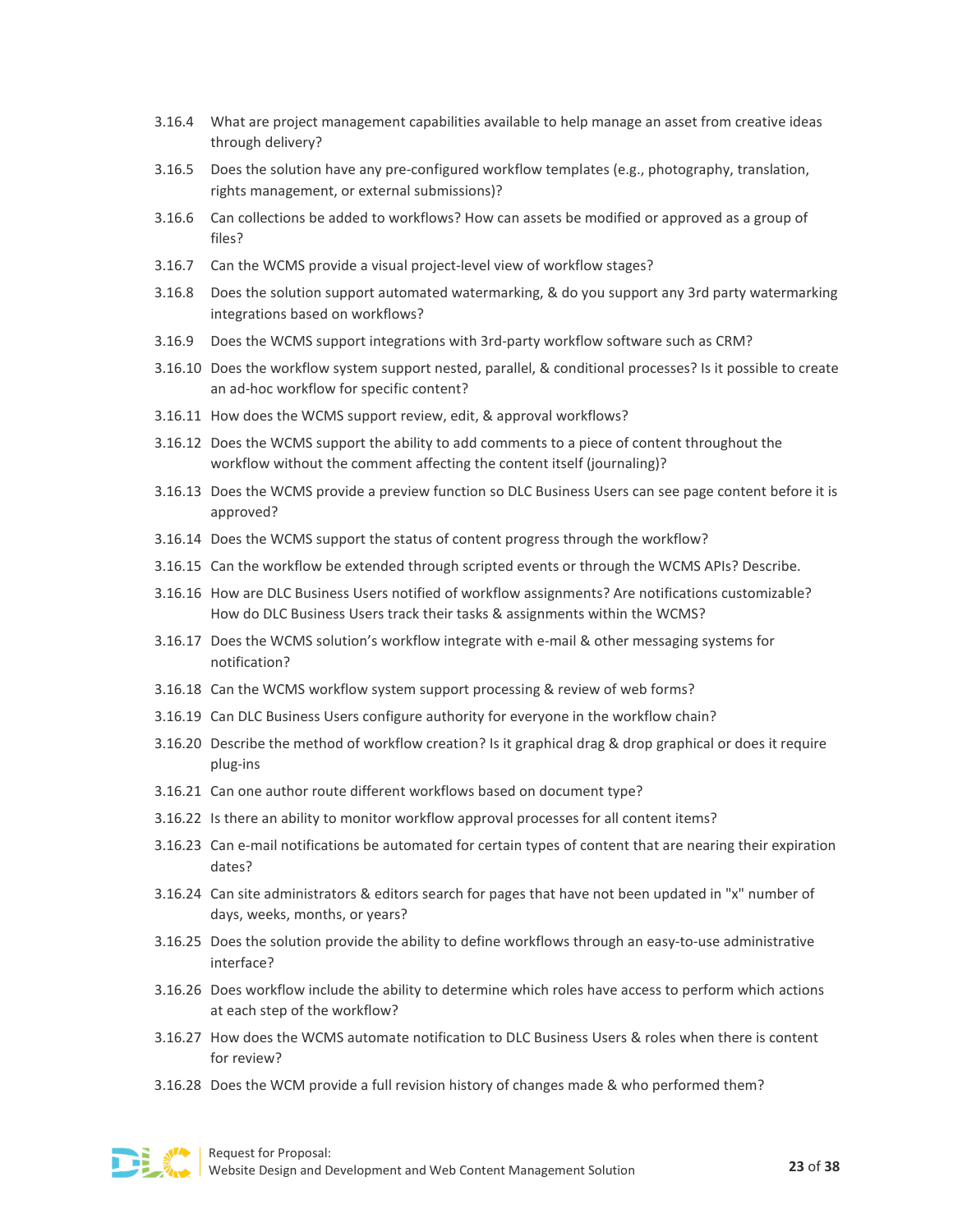3.16.4 What are project management capabilities available to help manage an asset from creative ideas through delivery?

3.16.5 Does the solution have any pre-configured workflow templates (e.g., photography, translation, rights management, or external submissions)?

3.16.6 Can collections be added to workflows? How can assets be modified or approved as a group of files?

3.16.7 Can the WCMS provide a visual project-level view of workflow stages?

3.16.8 Does the solution support automated watermarking, & do you support any 3rd party watermarking integrations based on workflows?

3.16.9 Does the WCMS support integrations with 3rd-party workflow software such as CRM?

3.16.10 Does the workflow system support nested, parallel, & conditional processes? Is it possible to create an ad-hoc workflow for specific content?

3.16.11 How does the WCMS support review, edit, & approval workflows?

3.16.12 Does the WCMS support the ability to add comments to a piece of content throughout the workflow without the comment affecting the content itself (journaling)?

3.16.13 Does the WCMS provide a preview function so DLC Business Users can see page content before it is approved?

3.16.14 Does the WCMS support the status of content progress through the workflow?

3.16.15 Can the workflow be extended through scripted events or through the WCMS APIs? Describe.

3.16.16 How are DLC Business Users notified of workflow assignments? Are notifications customizable? How do DLC Business Users track their tasks & assignments within the WCMS?

3.16.17 Does the WCMS solution's workflow integrate with e-mail & other messaging systems for notification?

3.16.18 Can the WCMS workflow system support processing & review of web forms?

3.16.19 Can DLC Business Users configure authority for everyone in the workflow chain?

3.16.20 Describe the method of workflow creation? Is it graphical drag & drop graphical or does it require plug-ins

3.16.21 Can one author route different workflows based on document type?

3.16.22 Is there an ability to monitor workflow approval processes for all content items?

3.16.23 Can e-mail notifications be automated for certain types of content that are nearing their expiration dates?

3.16.24 Can site administrators & editors search for pages that have not been updated in "x" number of days, weeks, months, or years?

3.16.25 Does the solution provide the ability to define workflows through an easy-to-use administrative interface?

3.16.26 Does workflow include the ability to determine which roles have access to perform which actions at each step of the workflow?

3.16.27 How does the WCMS automate notification to DLC Business Users & roles when there is content for review?

3.16.28 Does the WCM provide a full revision history of changes made & who performed them?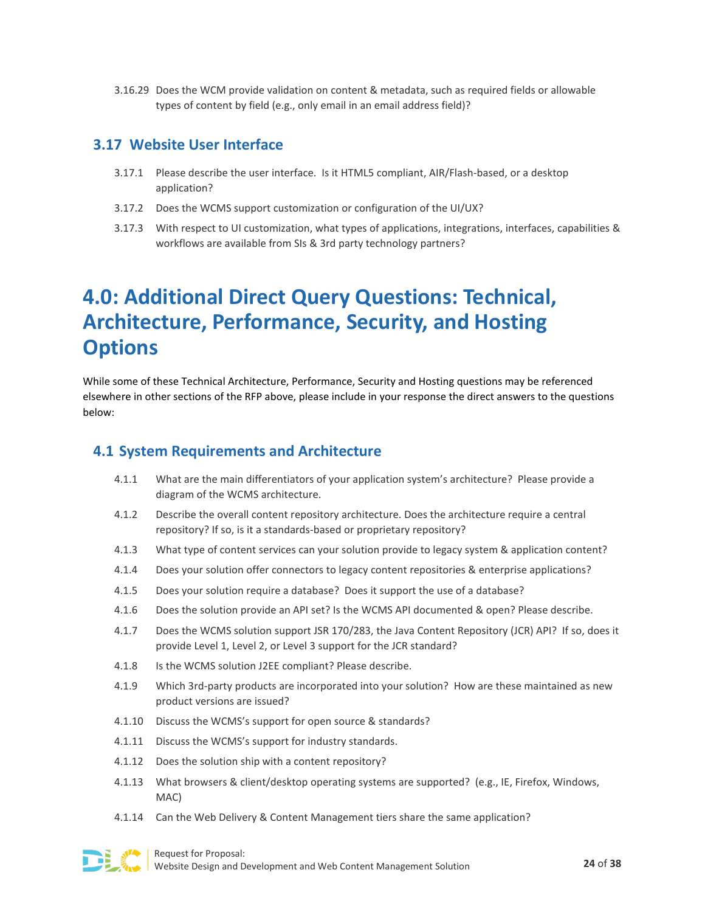3.16.29 Does the WCM provide validation on content & metadata, such as required fields or allowable types of content by field (e.g., only email in an email address field)?

## 3.17 Website User Interface

3.17.1 Please describe the user interface. Is it HTML5 compliant, AIR/Flash-based, or a desktop application?

3.17.2 Does the WCMS support customization or configuration of the UI/UX?

3.17.3 With respect to UI customization, what types of applications, integrations, interfaces, capabilities & workflows are available from SIs & 3rd party technology partners?

# 4.0: Additional Direct Query Questions: Technical, Architecture, Performance, Security, and Hosting Options

While some of these Technical Architecture, Performance, Security and Hosting questions may be referenced elsewhere in other sections of the RFP above, please include in your response the direct answers to the questions below:

## 4.1 System Requirements and Architecture

4.1.1 What are the main differentiators of your application system's architecture? Please provide a diagram of the WCMS architecture.

4.1.2 Describe the overall content repository architecture. Does the architecture require a central repository? If so, is it a standards-based or proprietary repository?

4.1.3 What type of content services can your solution provide to legacy system & application content?

4.1.4 Does your solution offer connectors to legacy content repositories & enterprise applications?

4.1.5 Does your solution require a database? Does it support the use of a database?

4.1.6 Does the solution provide an API set? Is the WCMS API documented & open? Please describe.

4.1.7 Does the WCMS solution support JSR 170/283, the Java Content Repository (JCR) API? If so, does it provide Level 1, Level 2, or Level 3 support for the JCR standard?

4.1.8 Is the WCMS solution J2EE compliant? Please describe.

4.1.9 Which 3rd-party products are incorporated into your solution? How are these maintained as new product versions are issued?

4.1.10 Discuss the WCMS's support for open source & standards?

4.1.11 Discuss the WCMS's support for industry standards.

4.1.12 Does the solution ship with a content repository?

4.1.13 What browsers & client/desktop operating systems are supported? (e.g., IE, Firefox, Windows, MAC)

4.1.14 Can the Web Delivery & Content Management tiers share the same application?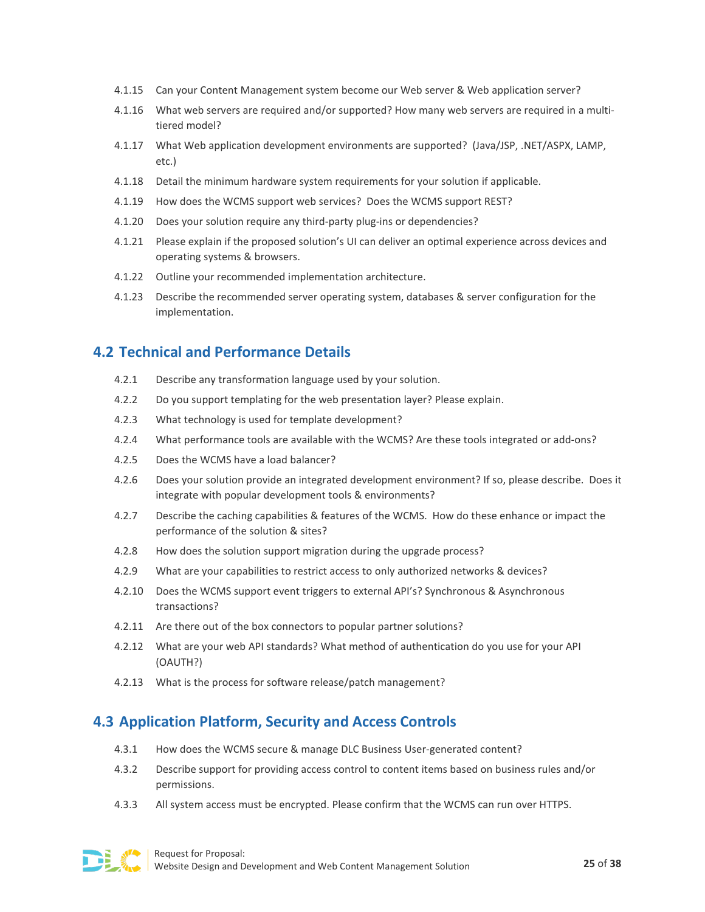4.1.15 Can your Content Management system become our Web server & Web application server?

4.1.16 What web servers are required and/or supported? How many web servers are required in a multi-tiered model?

4.1.17 What Web application development environments are supported? (Java/JSP, .NET/ASPX, LAMP, etc.)

4.1.18 Detail the minimum hardware system requirements for your solution if applicable.

4.1.19 How does the WCMS support web services? Does the WCMS support REST?

4.1.20 Does your solution require any third-party plug-ins or dependencies?

4.1.21 Please explain if the proposed solution's UI can deliver an optimal experience across devices and operating systems & browsers.

4.1.22 Outline your recommended implementation architecture.

4.1.23 Describe the recommended server operating system, databases & server configuration for the implementation.

## 4.2 Technical and Performance Details

4.2.1 Describe any transformation language used by your solution.

4.2.2 Do you support templating for the web presentation layer? Please explain.

4.2.3 What technology is used for template development?

4.2.4 What performance tools are available with the WCMS? Are these tools integrated or add-ons?

4.2.5 Does the WCMS have a load balancer?

4.2.6 Does your solution provide an integrated development environment? If so, please describe. Does it integrate with popular development tools & environments?

4.2.7 Describe the caching capabilities & features of the WCMS. How do these enhance or impact the performance of the solution & sites?

4.2.8 How does the solution support migration during the upgrade process?

4.2.9 What are your capabilities to restrict access to only authorized networks & devices?

4.2.10 Does the WCMS support event triggers to external API's? Synchronous & Asynchronous transactions?

4.2.11 Are there out of the box connectors to popular partner solutions?

4.2.12 What are your web API standards? What method of authentication do you use for your API (OAUTH?)

4.2.13 What is the process for software release/patch management?

## 4.3 Application Platform, Security and Access Controls

4.3.1 How does the WCMS secure & manage DLC Business User-generated content?

4.3.2 Describe support for providing access control to content items based on business rules and/or permissions.

4.3.3 All system access must be encrypted. Please confirm that the WCMS can run over HTTPS.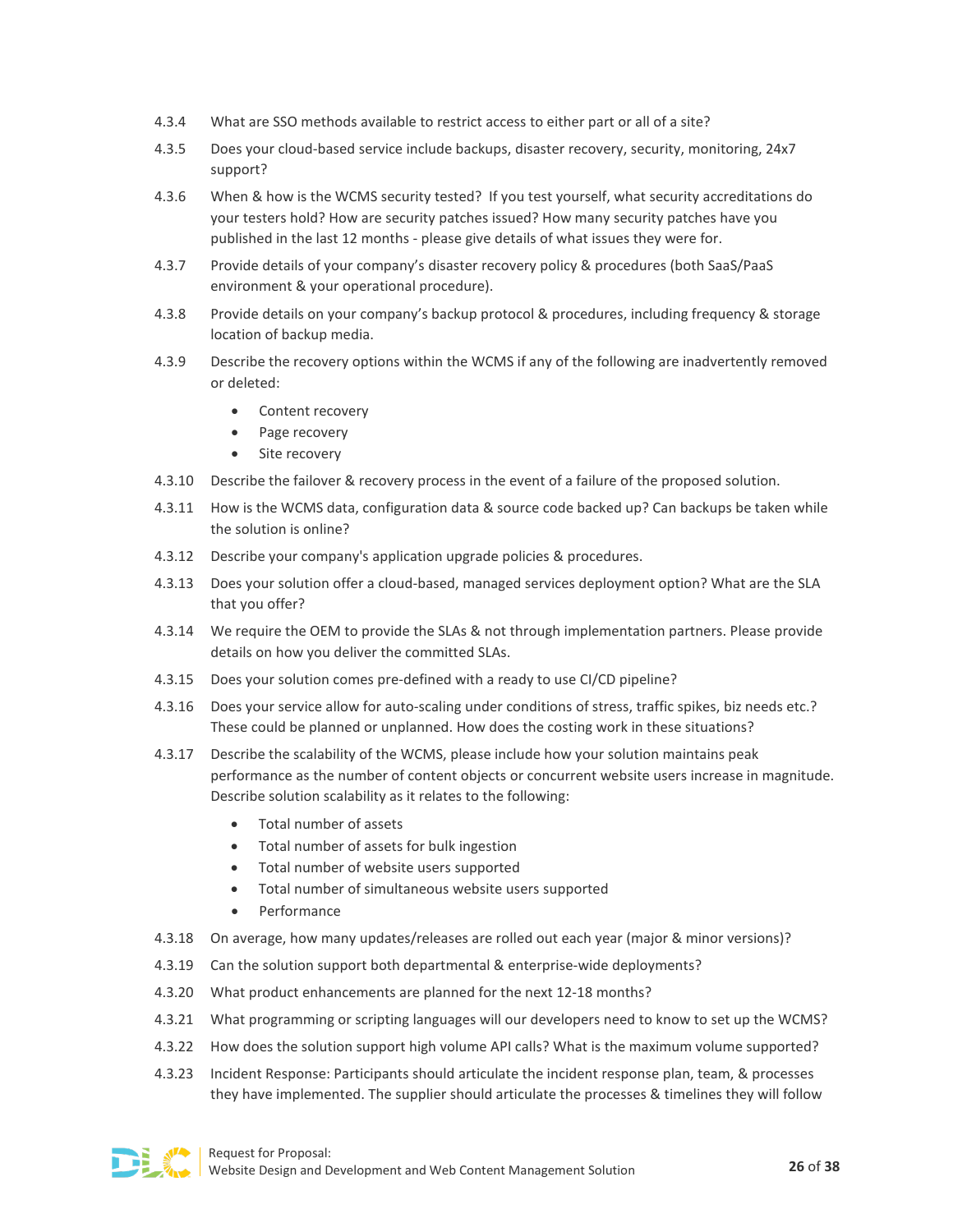4.3.4 What are SSO methods available to restrict access to either part or all of a site?

4.3.5 Does your cloud-based service include backups, disaster recovery, security, monitoring, 24x7 support?

4.3.6 When & how is the WCMS security tested? If you test yourself, what security accreditations do your testers hold? How are security patches issued? How many security patches have you published in the last 12 months - please give details of what issues they were for.

4.3.7 Provide details of your company's disaster recovery policy & procedures (both SaaS/PaaS environment & your operational procedure).

4.3.8 Provide details on your company's backup protocol & procedures, including frequency & storage location of backup media.

4.3.9 Describe the recovery options within the WCMS if any of the following are inadvertently removed or deleted:

- Content recovery
- Page recovery
- Site recovery

4.3.10 Describe the failover & recovery process in the event of a failure of the proposed solution.

4.3.11 How is the WCMS data, configuration data & source code backed up? Can backups be taken while the solution is online?

4.3.12 Describe your company's application upgrade policies & procedures.

4.3.13 Does your solution offer a cloud-based, managed services deployment option? What are the SLA that you offer?

4.3.14 We require the OEM to provide the SLAs & not through implementation partners. Please provide details on how you deliver the committed SLAs.

4.3.15 Does your solution comes pre-defined with a ready to use CI/CD pipeline?

4.3.16 Does your service allow for auto-scaling under conditions of stress, traffic spikes, biz needs etc.? These could be planned or unplanned. How does the costing work in these situations?

4.3.17 Describe the scalability of the WCMS, please include how your solution maintains peak performance as the number of content objects or concurrent website users increase in magnitude. Describe solution scalability as it relates to the following:

- Total number of assets
- Total number of assets for bulk ingestion
- Total number of website users supported
- Total number of simultaneous website users supported
- Performance

4.3.18 On average, how many updates/releases are rolled out each year (major & minor versions)?

4.3.19 Can the solution support both departmental & enterprise-wide deployments?

4.3.20 What product enhancements are planned for the next 12-18 months?

4.3.21 What programming or scripting languages will our developers need to know to set up the WCMS?

4.3.22 How does the solution support high volume API calls? What is the maximum volume supported?

4.3.23 Incident Response: Participants should articulate the incident response plan, team, & processes they have implemented. The supplier should articulate the processes & timelines they will follow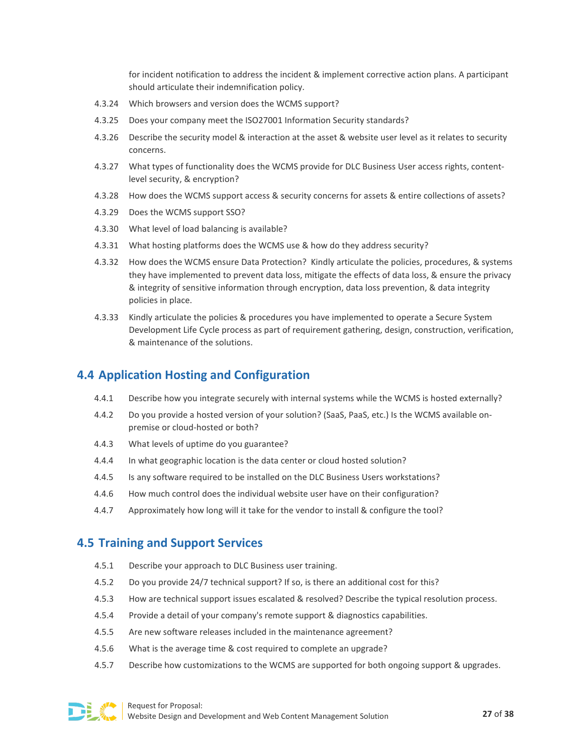for incident notification to address the incident & implement corrective action plans. A participant should articulate their indemnification policy.

4.3.24 Which browsers and version does the WCMS support?

4.3.25 Does your company meet the ISO27001 Information Security standards?

4.3.26 Describe the security model & interaction at the asset & website user level as it relates to security concerns.

4.3.27 What types of functionality does the WCMS provide for DLC Business User access rights, content-level security, & encryption?

4.3.28 How does the WCMS support access & security concerns for assets & entire collections of assets?

4.3.29 Does the WCMS support SSO?

4.3.30 What level of load balancing is available?

4.3.31 What hosting platforms does the WCMS use & how do they address security?

4.3.32 How does the WCMS ensure Data Protection? Kindly articulate the policies, procedures, & systems they have implemented to prevent data loss, mitigate the effects of data loss, & ensure the privacy & integrity of sensitive information through encryption, data loss prevention, & data integrity policies in place.

4.3.33 Kindly articulate the policies & procedures you have implemented to operate a Secure System Development Life Cycle process as part of requirement gathering, design, construction, verification, & maintenance of the solutions.

## 4.4 Application Hosting and Configuration

4.4.1 Describe how you integrate securely with internal systems while the WCMS is hosted externally?

4.4.2 Do you provide a hosted version of your solution? (SaaS, PaaS, etc.) Is the WCMS available on-premise or cloud-hosted or both?

4.4.3 What levels of uptime do you guarantee?

4.4.4 In what geographic location is the data center or cloud hosted solution?

4.4.5 Is any software required to be installed on the DLC Business Users workstations?

4.4.6 How much control does the individual website user have on their configuration?

4.4.7 Approximately how long will it take for the vendor to install & configure the tool?

## 4.5 Training and Support Services

4.5.1 Describe your approach to DLC Business user training.

4.5.2 Do you provide 24/7 technical support? If so, is there an additional cost for this?

4.5.3 How are technical support issues escalated & resolved? Describe the typical resolution process.

4.5.4 Provide a detail of your company's remote support & diagnostics capabilities.

4.5.5 Are new software releases included in the maintenance agreement?

4.5.6 What is the average time & cost required to complete an upgrade?

4.5.7 Describe how customizations to the WCMS are supported for both ongoing support & upgrades.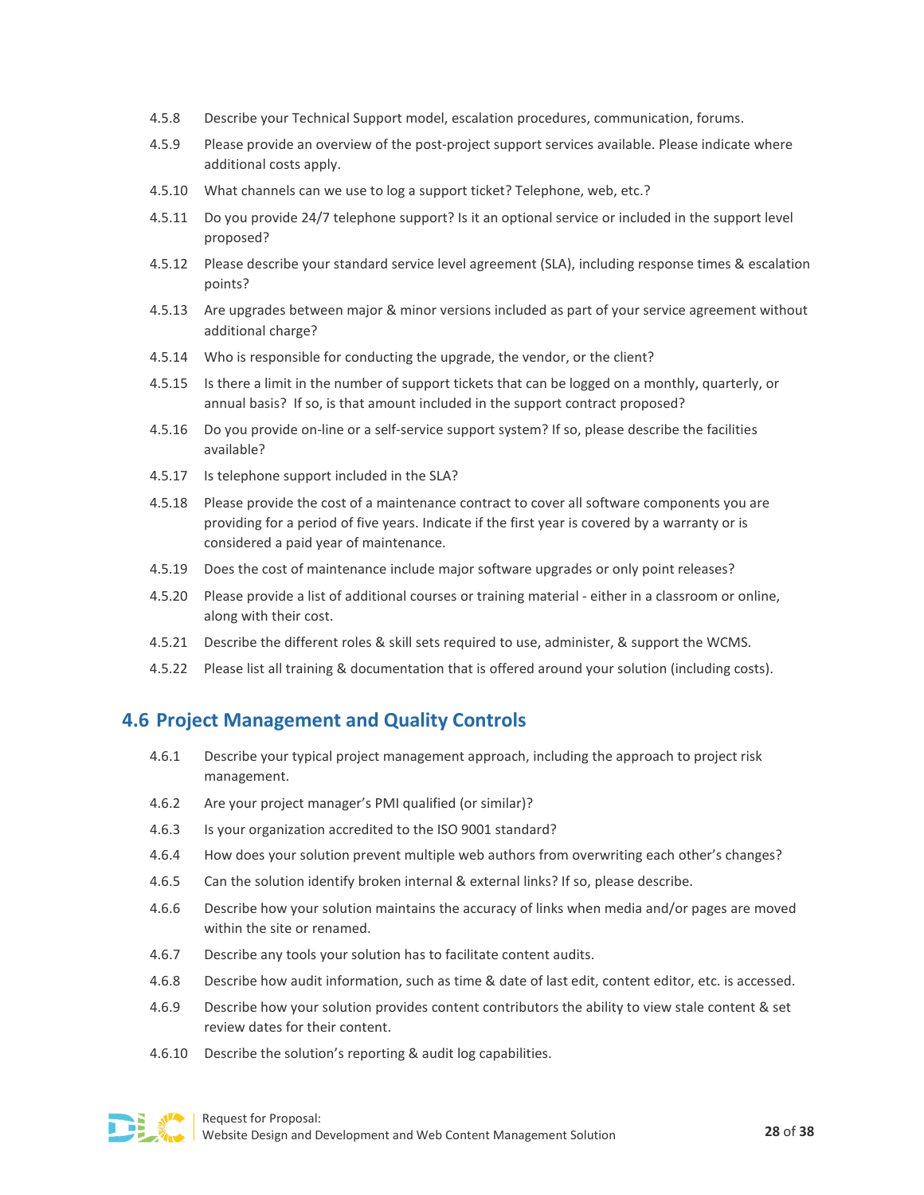4.5.8 Describe your Technical Support model, escalation procedures, communication, forums.

4.5.9 Please provide an overview of the post-project support services available. Please indicate where additional costs apply.

4.5.10 What channels can we use to log a support ticket? Telephone, web, etc.?

4.5.11 Do you provide 24/7 telephone support? Is it an optional service or included in the support level proposed?

4.5.12 Please describe your standard service level agreement (SLA), including response times & escalation points?

4.5.13 Are upgrades between major & minor versions included as part of your service agreement without additional charge?

4.5.14 Who is responsible for conducting the upgrade, the vendor, or the client?

4.5.15 Is there a limit in the number of support tickets that can be logged on a monthly, quarterly, or annual basis? If so, is that amount included in the support contract proposed?

4.5.16 Do you provide on-line or a self-service support system? If so, please describe the facilities available?

4.5.17 Is telephone support included in the SLA?

4.5.18 Please provide the cost of a maintenance contract to cover all software components you are providing for a period of five years. Indicate if the first year is covered by a warranty or is considered a paid year of maintenance.

4.5.19 Does the cost of maintenance include major software upgrades or only point releases?

4.5.20 Please provide a list of additional courses or training material - either in a classroom or online, along with their cost.

4.5.21 Describe the different roles & skill sets required to use, administer, & support the WCMS.

4.5.22 Please list all training & documentation that is offered around your solution (including costs).

## 4.6 Project Management and Quality Controls

4.6.1 Describe your typical project management approach, including the approach to project risk management.

4.6.2 Are your project manager's PMI qualified (or similar)?

4.6.3 Is your organization accredited to the ISO 9001 standard?

4.6.4 How does your solution prevent multiple web authors from overwriting each other's changes?

4.6.5 Can the solution identify broken internal & external links? If so, please describe.

4.6.6 Describe how your solution maintains the accuracy of links when media and/or pages are moved within the site or renamed.

4.6.7 Describe any tools your solution has to facilitate content audits.

4.6.8 Describe how audit information, such as time & date of last edit, content editor, etc. is accessed.

4.6.9 Describe how your solution provides content contributors the ability to view stale content & set review dates for their content.

4.6.10 Describe the solution's reporting & audit log capabilities.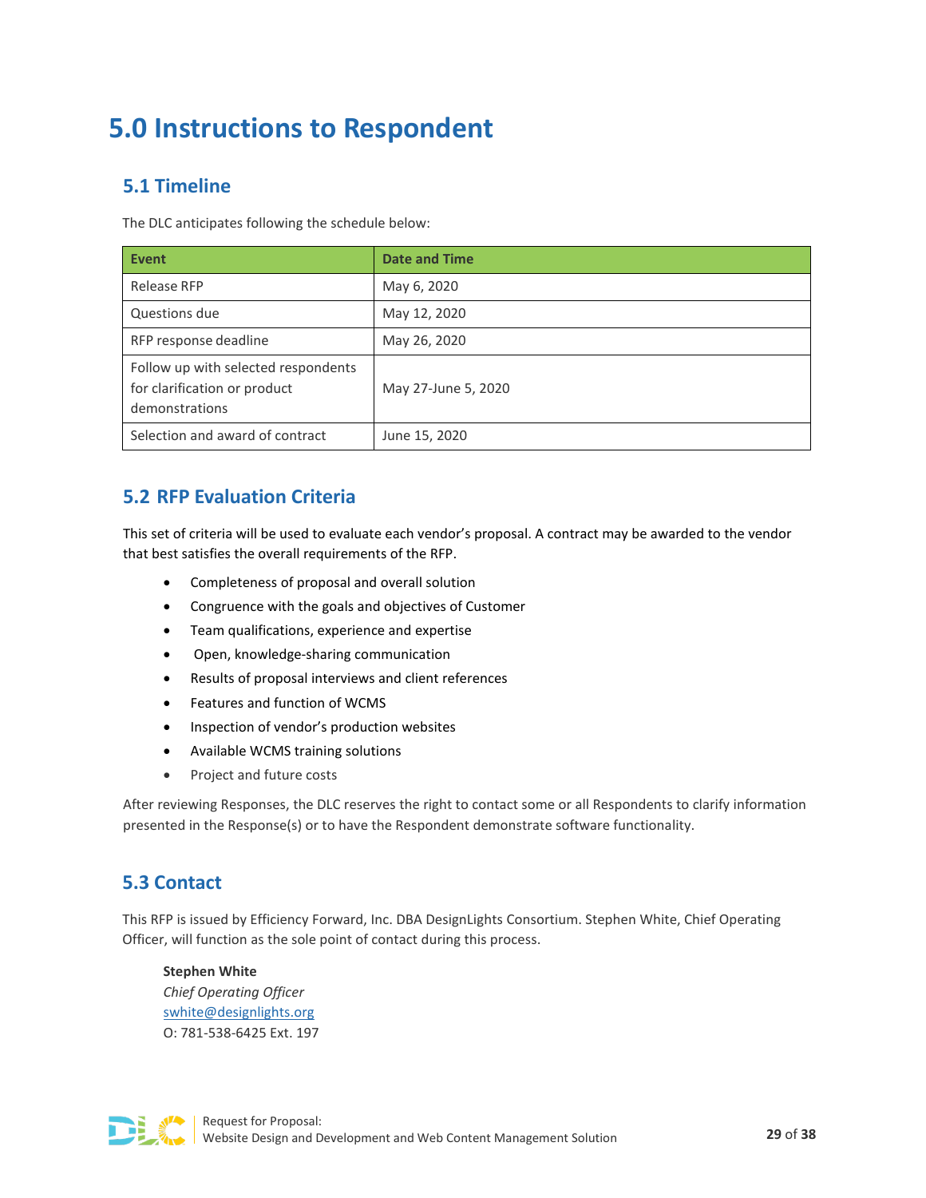# 5.0 Instructions to Respondent

## 5.1 Timeline

The DLC anticipates following the schedule below:

| Event | Date and Time |
| --- | --- |
| Release RFP | May 6, 2020 |
| Questions due | May 12, 2020 |
| RFP response deadline | May 26, 2020 |
| Follow up with selected respondents for clarification or product demonstrations | May 27-June 5, 2020 |
| Selection and award of contract | June 15, 2020 |

## 5.2 RFP Evaluation Criteria

This set of criteria will be used to evaluate each vendor's proposal. A contract may be awarded to the vendor that best satisfies the overall requirements of the RFP.

- Completeness of proposal and overall solution
- Congruence with the goals and objectives of Customer
- Team qualifications, experience and expertise
- Open, knowledge-sharing communication
- Results of proposal interviews and client references
- Features and function of WCMS
- Inspection of vendor's production websites
- Available WCMS training solutions
- Project and future costs

After reviewing Responses, the DLC reserves the right to contact some or all Respondents to clarify information presented in the Response(s) or to have the Respondent demonstrate software functionality.

## 5.3 Contact

This RFP is issued by Efficiency Forward, Inc. DBA DesignLights Consortium. Stephen White, Chief Operating Officer, will function as the sole point of contact during this process.

**Stephen White**
*Chief Operating Officer*
swhite@designlights.org
O: 781-538-6425 Ext. 197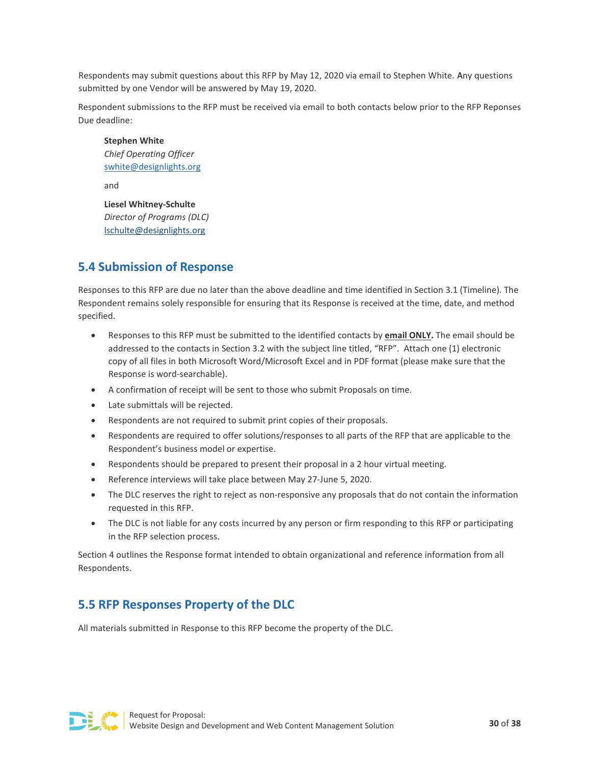Respondents may submit questions about this RFP by May 12, 2020 via email to Stephen White. Any questions submitted by one Vendor will be answered by May 19, 2020.

Respondent submissions to the RFP must be received via email to both contacts below prior to the RFP Reponses Due deadline:

> **Stephen White**
> *Chief Operating Officer*
> swhite@designlights.org
>
> and
>
> **Liesel Whitney-Schulte**
> *Director of Programs (DLC)*
> lschulte@designlights.org

## 5.4 Submission of Response

Responses to this RFP are due no later than the above deadline and time identified in Section 3.1 (Timeline). The Respondent remains solely responsible for ensuring that its Response is received at the time, date, and method specified.

- Responses to this RFP must be submitted to the identified contacts by **email ONLY.** The email should be addressed to the contacts in Section 3.2 with the subject line titled, "RFP". Attach one (1) electronic copy of all files in both Microsoft Word/Microsoft Excel and in PDF format (please make sure that the Response is word-searchable).
- A confirmation of receipt will be sent to those who submit Proposals on time.
- Late submittals will be rejected.
- Respondents are not required to submit print copies of their proposals.
- Respondents are required to offer solutions/responses to all parts of the RFP that are applicable to the Respondent's business model or expertise.
- Respondents should be prepared to present their proposal in a 2 hour virtual meeting.
- Reference interviews will take place between May 27-June 5, 2020.
- The DLC reserves the right to reject as non-responsive any proposals that do not contain the information requested in this RFP.
- The DLC is not liable for any costs incurred by any person or firm responding to this RFP or participating in the RFP selection process.

Section 4 outlines the Response format intended to obtain organizational and reference information from all Respondents.

## 5.5 RFP Responses Property of the DLC

All materials submitted in Response to this RFP become the property of the DLC.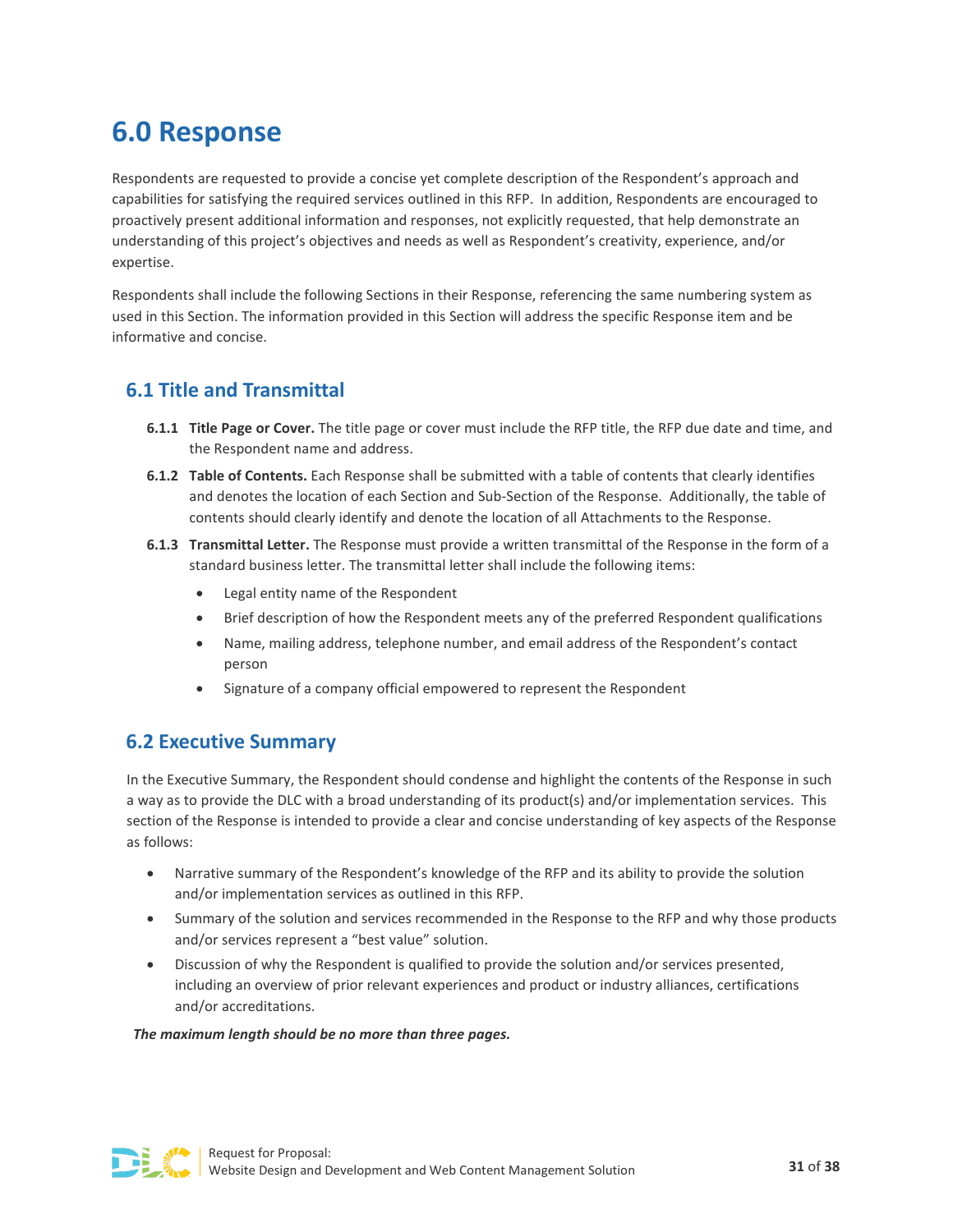# 6.0 Response

Respondents are requested to provide a concise yet complete description of the Respondent's approach and capabilities for satisfying the required services outlined in this RFP. In addition, Respondents are encouraged to proactively present additional information and responses, not explicitly requested, that help demonstrate an understanding of this project's objectives and needs as well as Respondent's creativity, experience, and/or expertise.

Respondents shall include the following Sections in their Response, referencing the same numbering system as used in this Section. The information provided in this Section will address the specific Response item and be informative and concise.

## 6.1 Title and Transmittal

**6.1.1 Title Page or Cover.** The title page or cover must include the RFP title, the RFP due date and time, and the Respondent name and address.

**6.1.2 Table of Contents.** Each Response shall be submitted with a table of contents that clearly identifies and denotes the location of each Section and Sub-Section of the Response. Additionally, the table of contents should clearly identify and denote the location of all Attachments to the Response.

**6.1.3 Transmittal Letter.** The Response must provide a written transmittal of the Response in the form of a standard business letter. The transmittal letter shall include the following items:

- Legal entity name of the Respondent
- Brief description of how the Respondent meets any of the preferred Respondent qualifications
- Name, mailing address, telephone number, and email address of the Respondent's contact person
- Signature of a company official empowered to represent the Respondent

## 6.2 Executive Summary

In the Executive Summary, the Respondent should condense and highlight the contents of the Response in such a way as to provide the DLC with a broad understanding of its product(s) and/or implementation services. This section of the Response is intended to provide a clear and concise understanding of key aspects of the Response as follows:

- Narrative summary of the Respondent's knowledge of the RFP and its ability to provide the solution and/or implementation services as outlined in this RFP.
- Summary of the solution and services recommended in the Response to the RFP and why those products and/or services represent a "best value" solution.
- Discussion of why the Respondent is qualified to provide the solution and/or services presented, including an overview of prior relevant experiences and product or industry alliances, certifications and/or accreditations.

***The maximum length should be no more than three pages.***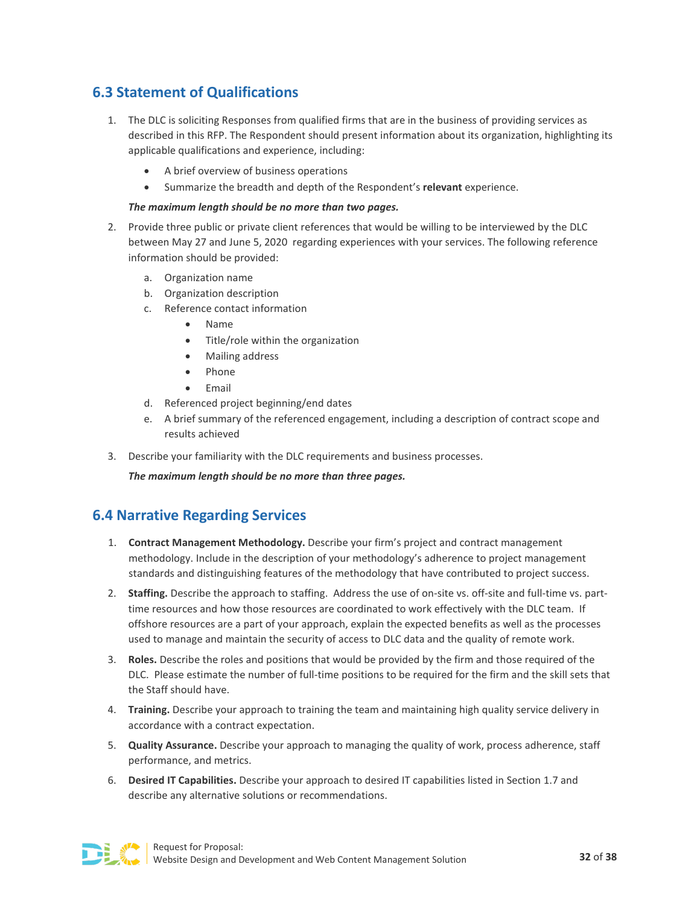## 6.3 Statement of Qualifications

1. The DLC is soliciting Responses from qualified firms that are in the business of providing services as described in this RFP. The Respondent should present information about its organization, highlighting its applicable qualifications and experience, including:

   - A brief overview of business operations
   - Summarize the breadth and depth of the Respondent's **relevant** experience.

   ***The maximum length should be no more than two pages.***

2. Provide three public or private client references that would be willing to be interviewed by the DLC between May 27 and June 5, 2020 regarding experiences with your services. The following reference information should be provided:

   a. Organization name
   b. Organization description
   c. Reference contact information
      - Name
      - Title/role within the organization
      - Mailing address
      - Phone
      - Email
   d. Referenced project beginning/end dates
   e. A brief summary of the referenced engagement, including a description of contract scope and results achieved

3. Describe your familiarity with the DLC requirements and business processes.

   ***The maximum length should be no more than three pages.***

## 6.4 Narrative Regarding Services

1. **Contract Management Methodology.** Describe your firm's project and contract management methodology. Include in the description of your methodology's adherence to project management standards and distinguishing features of the methodology that have contributed to project success.
2. **Staffing.** Describe the approach to staffing. Address the use of on-site vs. off-site and full-time vs. part-time resources and how those resources are coordinated to work effectively with the DLC team. If offshore resources are a part of your approach, explain the expected benefits as well as the processes used to manage and maintain the security of access to DLC data and the quality of remote work.
3. **Roles.** Describe the roles and positions that would be provided by the firm and those required of the DLC. Please estimate the number of full-time positions to be required for the firm and the skill sets that the Staff should have.
4. **Training.** Describe your approach to training the team and maintaining high quality service delivery in accordance with a contract expectation.
5. **Quality Assurance.** Describe your approach to managing the quality of work, process adherence, staff performance, and metrics.
6. **Desired IT Capabilities.** Describe your approach to desired IT capabilities listed in Section 1.7 and describe any alternative solutions or recommendations.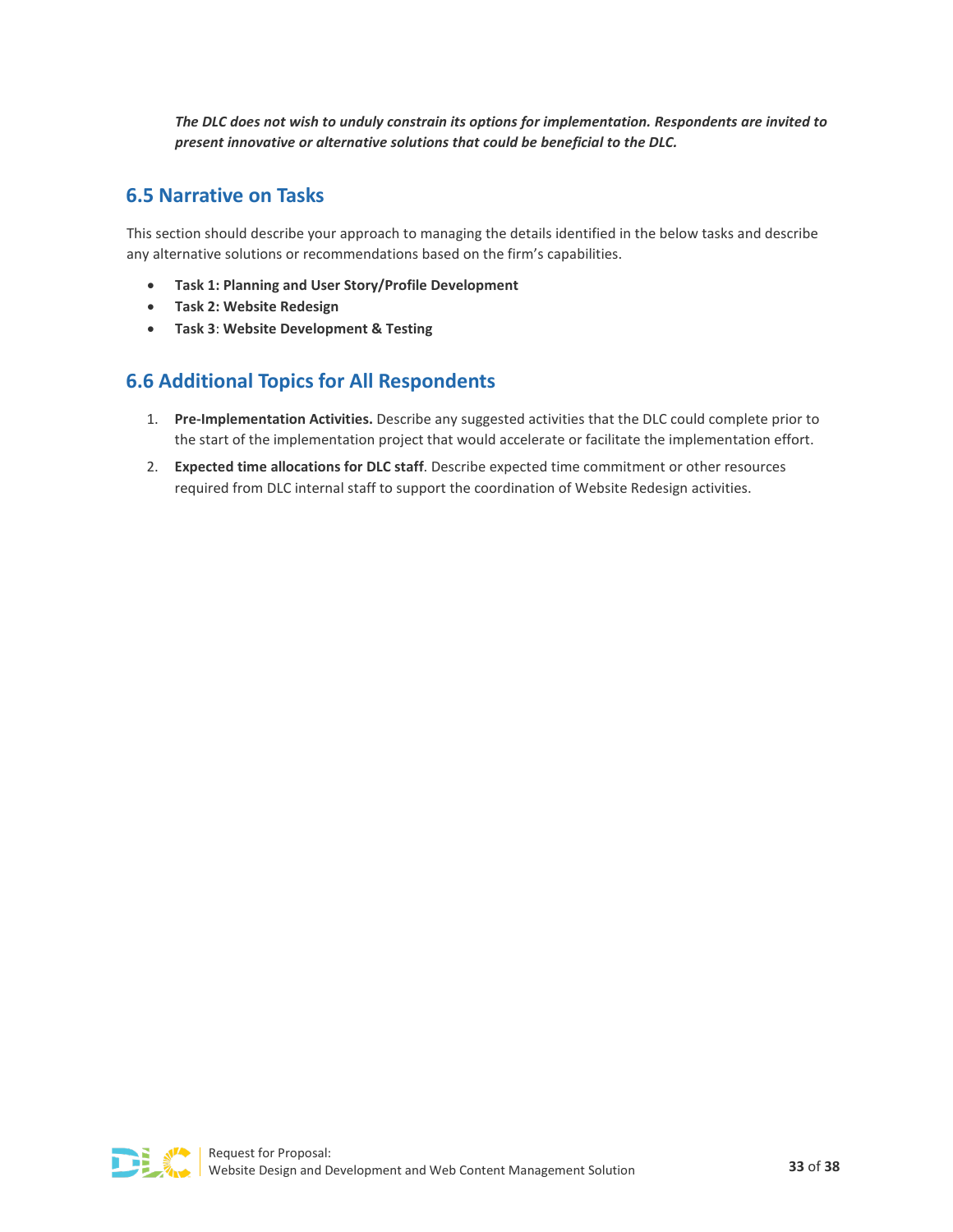***The DLC does not wish to unduly constrain its options for implementation. Respondents are invited to present innovative or alternative solutions that could be beneficial to the DLC.***

## 6.5 Narrative on Tasks

This section should describe your approach to managing the details identified in the below tasks and describe any alternative solutions or recommendations based on the firm's capabilities.

- **Task 1: Planning and User Story/Profile Development**
- **Task 2: Website Redesign**
- **Task 3**: **Website Development & Testing**

## 6.6 Additional Topics for All Respondents

1. **Pre-Implementation Activities.** Describe any suggested activities that the DLC could complete prior to the start of the implementation project that would accelerate or facilitate the implementation effort.
2. **Expected time allocations for DLC staff**. Describe expected time commitment or other resources required from DLC internal staff to support the coordination of Website Redesign activities.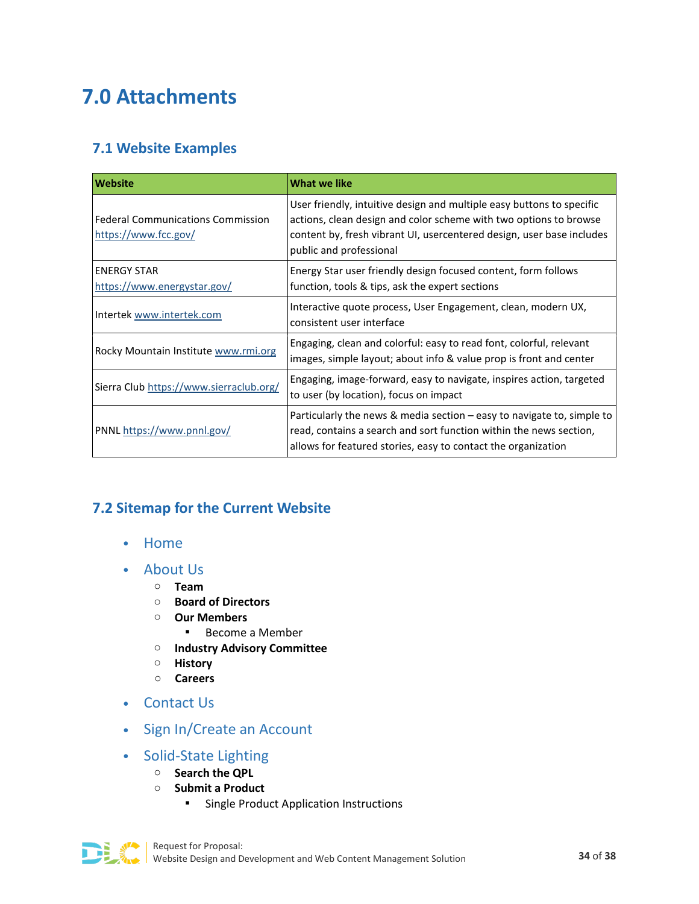# 7.0 Attachments

## 7.1 Website Examples

| Website | What we like |
|---|---|
| Federal Communications Commission https://www.fcc.gov/ | User friendly, intuitive design and multiple easy buttons to specific actions, clean design and color scheme with two options to browse content by, fresh vibrant UI, usercentered design, user base includes public and professional |
| ENERGY STAR https://www.energystar.gov/ | Energy Star user friendly design focused content, form follows function, tools & tips, ask the expert sections |
| Intertek www.intertek.com | Interactive quote process, User Engagement, clean, modern UX, consistent user interface |
| Rocky Mountain Institute www.rmi.org | Engaging, clean and colorful: easy to read font, colorful, relevant images, simple layout; about info & value prop is front and center |
| Sierra Club https://www.sierraclub.org/ | Engaging, image-forward, easy to navigate, inspires action, targeted to user (by location), focus on impact |
| PNNL https://www.pnnl.gov/ | Particularly the news & media section – easy to navigate to, simple to read, contains a search and sort function within the news section, allows for featured stories, easy to contact the organization |

## 7.2 Sitemap for the Current Website

- Home
- About Us
  - **Team**
  - **Board of Directors**
  - **Our Members**
    - Become a Member
  - **Industry Advisory Committee**
  - **History**
  - **Careers**
- Contact Us
- Sign In/Create an Account
- Solid-State Lighting
  - **Search the QPL**
  - **Submit a Product**
    - Single Product Application Instructions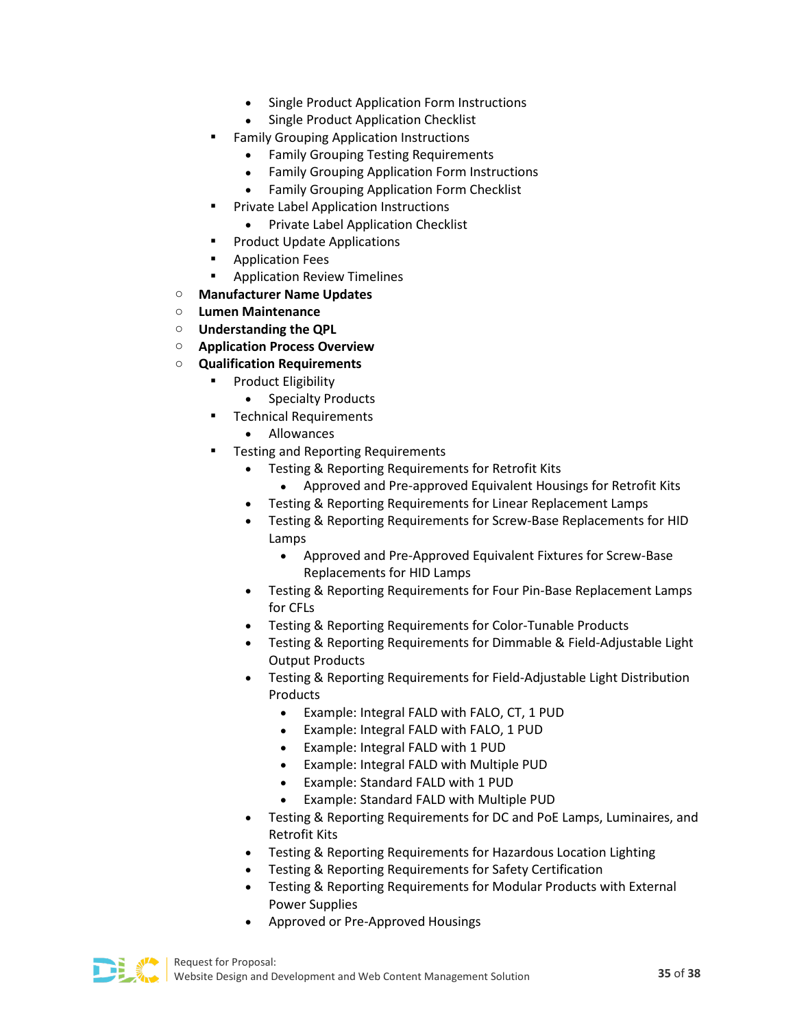- Single Product Application Form Instructions
        - Single Product Application Checklist
    - Family Grouping Application Instructions
        - Family Grouping Testing Requirements
        - Family Grouping Application Form Instructions
        - Family Grouping Application Form Checklist
    - Private Label Application Instructions
        - Private Label Application Checklist
    - Product Update Applications
    - Application Fees
    - Application Review Timelines
- **Manufacturer Name Updates**
- **Lumen Maintenance**
- **Understanding the QPL**
- **Application Process Overview**
- **Qualification Requirements**
    - Product Eligibility
        - Specialty Products
    - Technical Requirements
        - Allowances
    - Testing and Reporting Requirements
        - Testing & Reporting Requirements for Retrofit Kits
            - Approved and Pre-approved Equivalent Housings for Retrofit Kits
        - Testing & Reporting Requirements for Linear Replacement Lamps
        - Testing & Reporting Requirements for Screw-Base Replacements for HID Lamps
            - Approved and Pre-Approved Equivalent Fixtures for Screw-Base Replacements for HID Lamps
        - Testing & Reporting Requirements for Four Pin-Base Replacement Lamps for CFLs
        - Testing & Reporting Requirements for Color-Tunable Products
        - Testing & Reporting Requirements for Dimmable & Field-Adjustable Light Output Products
        - Testing & Reporting Requirements for Field-Adjustable Light Distribution Products
            - Example: Integral FALD with FALO, CT, 1 PUD
            - Example: Integral FALD with FALO, 1 PUD
            - Example: Integral FALD with 1 PUD
            - Example: Integral FALD with Multiple PUD
            - Example: Standard FALD with 1 PUD
            - Example: Standard FALD with Multiple PUD
        - Testing & Reporting Requirements for DC and PoE Lamps, Luminaires, and Retrofit Kits
        - Testing & Reporting Requirements for Hazardous Location Lighting
        - Testing & Reporting Requirements for Safety Certification
        - Testing & Reporting Requirements for Modular Products with External Power Supplies
        - Approved or Pre-Approved Housings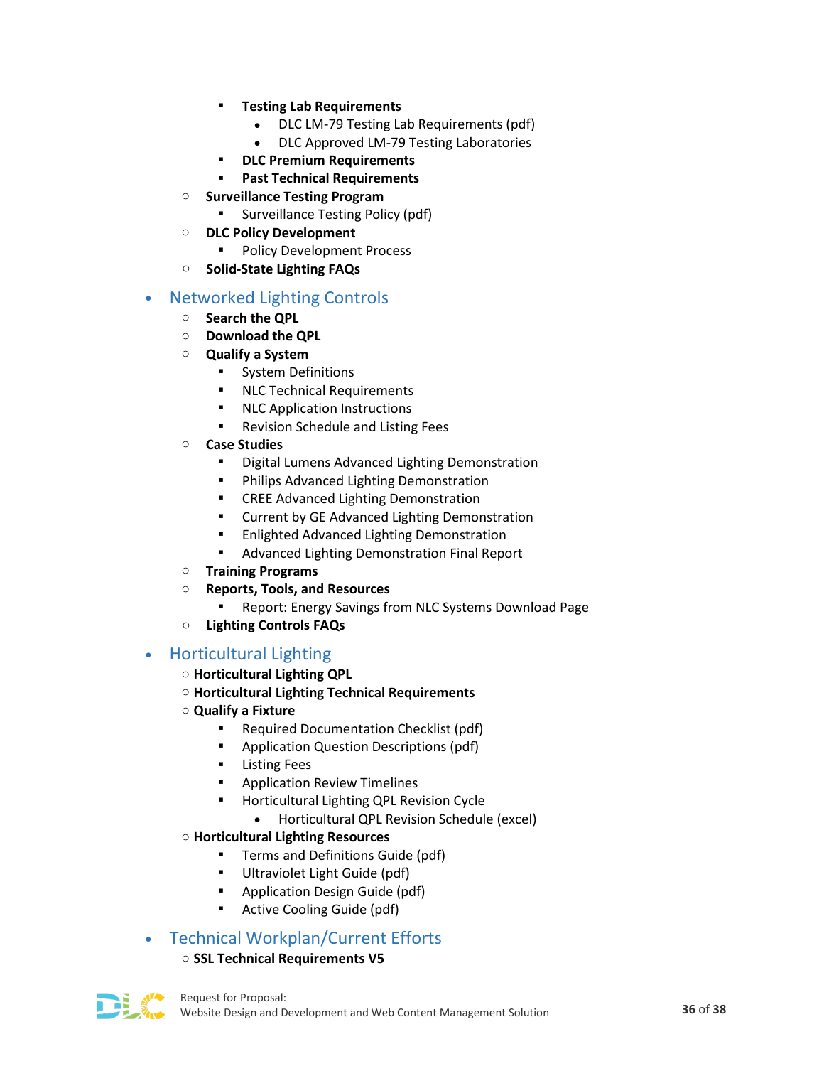- **Testing Lab Requirements**
            - DLC LM-79 Testing Lab Requirements (pdf)
            - DLC Approved LM-79 Testing Laboratories
        - **DLC Premium Requirements**
        - **Past Technical Requirements**
    - **Surveillance Testing Program**
        - Surveillance Testing Policy (pdf)
    - **DLC Policy Development**
        - Policy Development Process
    - **Solid-State Lighting FAQs**

- Networked Lighting Controls
    - **Search the QPL**
    - **Download the QPL**
    - **Qualify a System**
        - System Definitions
        - NLC Technical Requirements
        - NLC Application Instructions
        - Revision Schedule and Listing Fees
    - **Case Studies**
        - Digital Lumens Advanced Lighting Demonstration
        - Philips Advanced Lighting Demonstration
        - CREE Advanced Lighting Demonstration
        - Current by GE Advanced Lighting Demonstration
        - Enlighted Advanced Lighting Demonstration
        - Advanced Lighting Demonstration Final Report
    - **Training Programs**
    - **Reports, Tools, and Resources**
        - Report: Energy Savings from NLC Systems Download Page
    - **Lighting Controls FAQs**

- Horticultural Lighting
    - **Horticultural Lighting QPL**
    - **Horticultural Lighting Technical Requirements**
    - **Qualify a Fixture**
        - Required Documentation Checklist (pdf)
        - Application Question Descriptions (pdf)
        - Listing Fees
        - Application Review Timelines
        - Horticultural Lighting QPL Revision Cycle
            - Horticultural QPL Revision Schedule (excel)
    - **Horticultural Lighting Resources**
        - Terms and Definitions Guide (pdf)
        - Ultraviolet Light Guide (pdf)
        - Application Design Guide (pdf)
        - Active Cooling Guide (pdf)

- Technical Workplan/Current Efforts
    - **SSL Technical Requirements V5**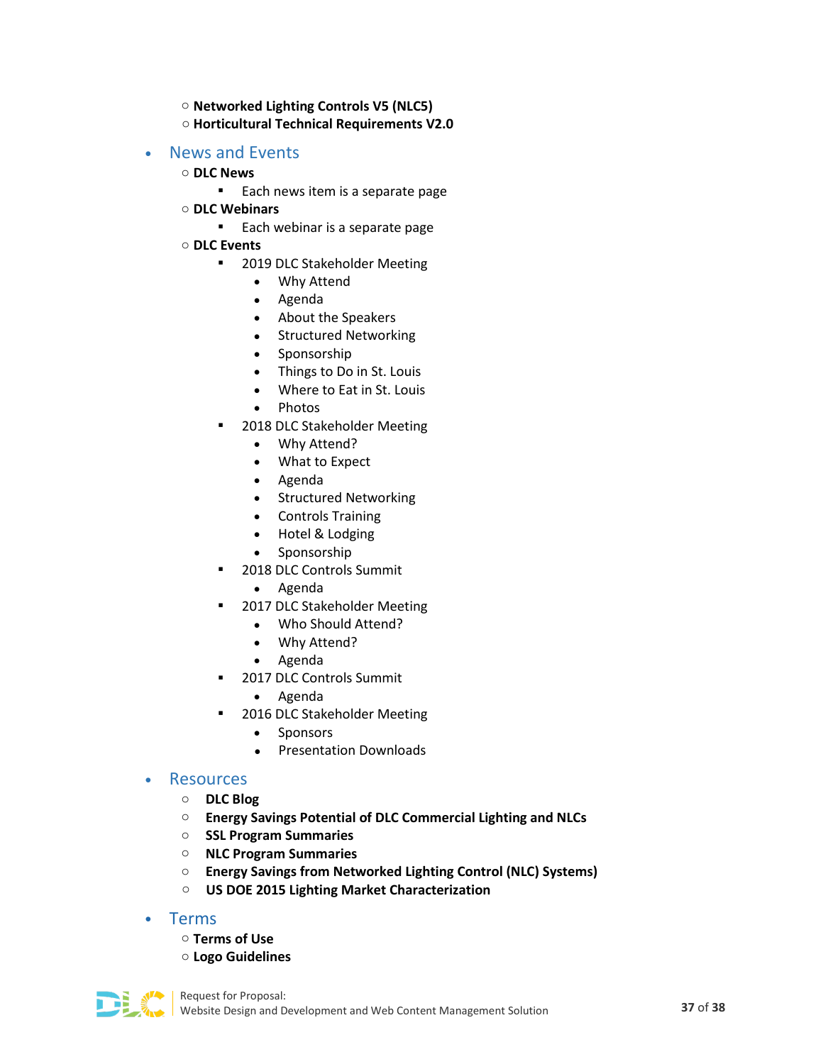- **Networked Lighting Controls V5 (NLC5)**
- **Horticultural Technical Requirements V2.0**

- News and Events
  - **DLC News**
    - Each news item is a separate page
  - **DLC Webinars**
    - Each webinar is a separate page
  - **DLC Events**
    - 2019 DLC Stakeholder Meeting
      - Why Attend
      - Agenda
      - About the Speakers
      - Structured Networking
      - Sponsorship
      - Things to Do in St. Louis
      - Where to Eat in St. Louis
      - Photos
    - 2018 DLC Stakeholder Meeting
      - Why Attend?
      - What to Expect
      - Agenda
      - Structured Networking
      - Controls Training
      - Hotel & Lodging
      - Sponsorship
    - 2018 DLC Controls Summit
      - Agenda
    - 2017 DLC Stakeholder Meeting
      - Who Should Attend?
      - Why Attend?
      - Agenda
    - 2017 DLC Controls Summit
      - Agenda
    - 2016 DLC Stakeholder Meeting
      - Sponsors
      - Presentation Downloads

- Resources
  - **DLC Blog**
  - **Energy Savings Potential of DLC Commercial Lighting and NLCs**
  - **SSL Program Summaries**
  - **NLC Program Summaries**
  - **Energy Savings from Networked Lighting Control (NLC) Systems)**
  - **US DOE 2015 Lighting Market Characterization**

- Terms
  - **Terms of Use**
  - **Logo Guidelines**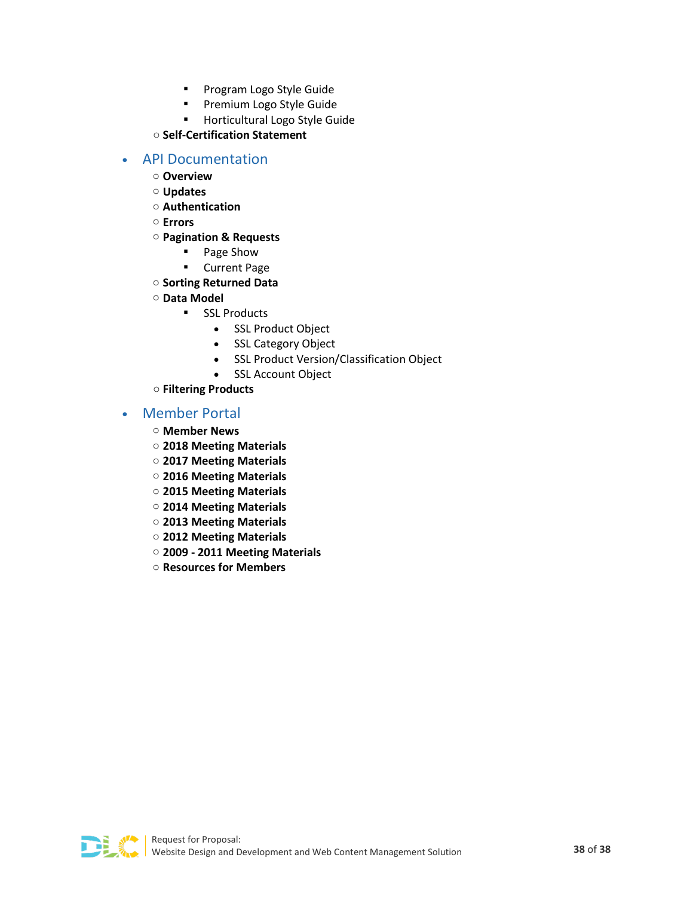- Program Logo Style Guide
        - Premium Logo Style Guide
        - Horticultural Logo Style Guide
    - **Self-Certification Statement**

- API Documentation
    - **Overview**
    - **Updates**
    - **Authentication**
    - **Errors**
    - **Pagination & Requests**
        - Page Show
        - Current Page
    - **Sorting Returned Data**
    - **Data Model**
        - SSL Products
            - SSL Product Object
            - SSL Category Object
            - SSL Product Version/Classification Object
            - SSL Account Object
    - **Filtering Products**

- Member Portal
    - **Member News**
    - **2018 Meeting Materials**
    - **2017 Meeting Materials**
    - **2016 Meeting Materials**
    - **2015 Meeting Materials**
    - **2014 Meeting Materials**
    - **2013 Meeting Materials**
    - **2012 Meeting Materials**
    - **2009 - 2011 Meeting Materials**
    - **Resources for Members**